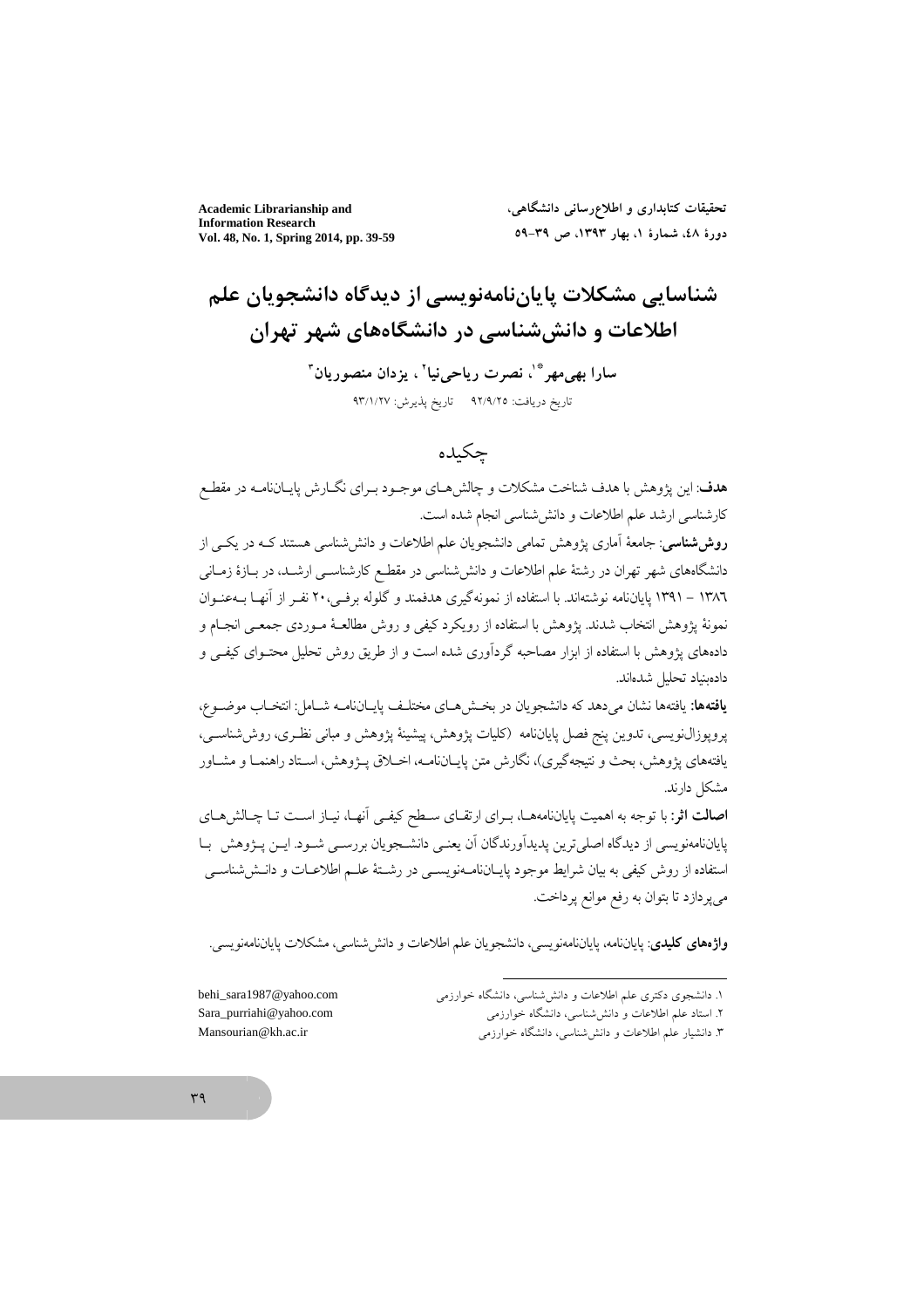# شناسایی مشکلات پایان‌نامه‌نویسی از دیدگاه دانشجویان علم اطلاعات و دانش‌شناسی در دانشگاه‌های شهر تهران

**سارا بهی‌مهر\*[۱]، نصرت ریاحی‌نیا[۲]، یزدان منصوریان[۳]**

تاریخ دریافت: ۹۲/۹/۲۵ تاریخ پذیرش: ۹۳/۱/۲۷

## چکیده

**هدف**: این پژوهش با هدف شناخت مشکلات و چالش‌های موجود برای نگارش پایان‌نامه در مقطع کارشناسی ارشد علم اطلاعات و دانش‌شناسی انجام شده است.

**روش‌شناسی**: جامعهٔ آماری پژوهش تمامی دانشجویان علم اطلاعات و دانش‌شناسی هستند که در یکی از دانشگاه‌های شهر تهران در رشتهٔ علم اطلاعات و دانش‌شناسی در مقطع کارشناسی ارشد، در بازهٔ زمانی ۱۳۸۶ – ۱۳۹۱ پایان‌نامه نوشته‌اند. با استفاده از نمونه‌گیری هدفمند و گلوله برفی، ۲۰ نفر از آنها به‌عنوان نمونهٔ پژوهش انتخاب شدند. پژوهش با استفاده از رویکرد کیفی و روش مطالعهٔ موردی جمعی انجام و داده‌های پژوهش با استفاده از ابزار مصاحبه گردآوری شده است و از طریق روش تحلیل محتوای کیفی و داده‌بنیاد تحلیل شده‌اند.

**یافته‌ها**: یافته‌ها نشان می‌دهد که دانشجویان در بخش‌های مختلف پایان‌نامه شامل: انتخاب موضوع، پروپوزال‌نویسی، تدوین پنج فصل پایان‌نامه (کلیات پژوهش، پیشینهٔ پژوهش و مبانی نظری، روش‌شناسی، یافته‌های پژوهش، بحث و نتیجه‌گیری)، نگارش متن پایان‌نامه، اخلاق پژوهش، استاد راهنما و مشاور مشکل دارند.

**اصالت اثر**: با توجه به اهمیت پایان‌نامه‌ها، برای ارتقای سطح کیفی آنها، نیاز است تا چالش‌های پایان‌نامه‌نویسی از دیدگاه اصلی‌ترین پدیدآورندگان آن یعنی دانشجویان بررسی شود. این پژوهش با استفاده از روش کیفی به بیان شرایط موجود پایان‌نامه‌نویسی در رشتهٔ علم اطلاعات و دانش‌شناسی می‌پردازد تا بتوان به رفع موانع پرداخت.

**واژه‌های کلیدی**: پایان‌نامه، پایان‌نامه‌نویسی، دانشجویان علم اطلاعات و دانش‌شناسی، مشکلات پایان‌نامه‌نویسی.

---

۱. دانشجوی دکتری علم اطلاعات و دانش‌شناسی، دانشگاه خوارزمی — behi_sara1987@yahoo.com

۲. استاد علم اطلاعات و دانش‌شناسی، دانشگاه خوارزمی — Sara_purriahi@yahoo.com

۳. دانشیار علم اطلاعات و دانش‌شناسی، دانشگاه خوارزمی — Mansourian@kh.ac.ir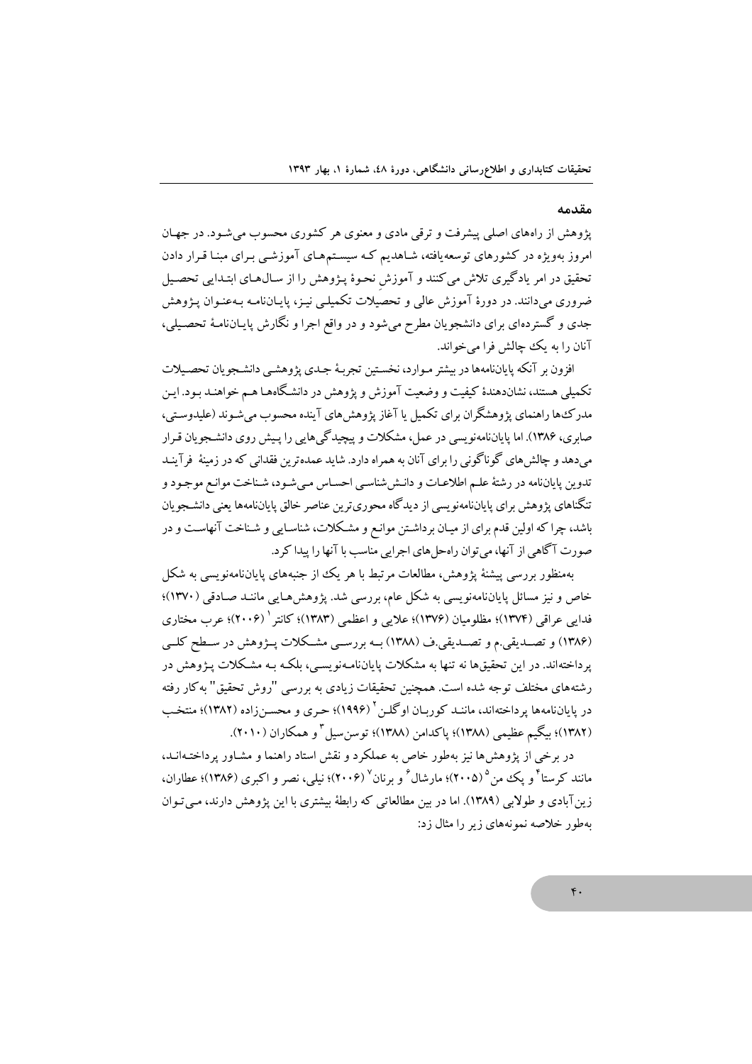## مقدمه

پژوهش از راه‌های اصلی پیشرفت و ترقی مادی و معنوی هر کشوری محسوب می‌شود. در جهان امروز به‌ویژه در کشورهای توسعه‌یافته، شاهدیم که سیستم‌های آموزشی برای مبنا قرار دادن تحقیق در امر یادگیری تلاش می‌کنند و آموزشِ نحوهٔ پژوهش را از سال‌های ابتدایی تحصیل ضروری می‌دانند. در دورهٔ آموزش عالی و تحصیلات تکمیلی نیز، پایان‌نامه به‌عنوان پژوهش جدی و گسترده‌ای برای دانشجویان مطرح می‌شود و در واقع اجرا و نگارش پایان‌نامهٔ تحصیلی، آنان را به یک چالش فرا می‌خواند.

افزون بر آنکه پایان‌نامه‌ها در بیشتر موارد، نخستین تجربهٔ جدی پژوهشی دانشجویان تحصیلات تکمیلی هستند، نشان‌دهندهٔ کیفیت و وضعیت آموزش و پژوهش در دانشگاه‌ها هم خواهند بود. این مدرک‌ها راهنمای پژوهشگران برای تکمیل یا آغاز پژوهش‌های آینده محسوب می‌شوند (علیدوستی، صابری، ۱۳۸۶). اما پایان‌نامه‌نویسی در عمل، مشکلات و پیچیدگی‌هایی را پیش روی دانشجویان قرار می‌دهد و چالش‌های گوناگونی را برای آنان به همراه دارد. شاید عمده‌ترین فقدانی که در زمینهٔ فرآیند تدوین پایان‌نامه در رشتهٔ علم اطلاعات و دانش‌شناسی احساس می‌شود، شناخت موانع موجود و تنگناهای پژوهش برای پایان‌نامه‌نویسی از دیدگاه محوری‌ترین عناصر خالق پایان‌نامه‌ها یعنی دانشجویان باشد، چرا که اولین قدم برای از میان برداشتن موانع و مشکلات، شناسایی و شناخت آنهاست و در صورت آگاهی از آنها، می‌توان راه‌حل‌های اجرایی مناسب با آنها را پیدا کرد.

به‌منظور بررسی پیشینهٔ پژوهش، مطالعات مرتبط با هر یک از جنبه‌های پایان‌نامه‌نویسی به شکل خاص و نیز مسائل پایان‌نامه‌نویسی به شکل عام، بررسی شد. پژوهش‌هایی مانند صادقی (۱۳۷۰)؛ فدایی عراقی (۱۳۷۴)؛ مظلومیان (۱۳۷۶)؛ علایی و اعظمی (۱۳۸۳)؛ کانتر[1] (۲۰۰۶)؛ عرب مختاری (۱۳۸۶) و تصدیقی.م و تصدیقی.ف (۱۳۸۸) به بررسی مشکلات پژوهش در سطح کلی پرداخته‌اند. در این تحقیق‌ها نه تنها به مشکلات پایان‌نامه‌نویسی، بلکه به مشکلات پژوهش در رشته‌های مختلف توجه شده است. همچنین تحقیقات زیادی به بررسی "روش تحقیق" به‌کار رفته در پایان‌نامه‌ها پرداخته‌اند، مانند کوربان اوگلن[2] (۱۹۹۶)؛ حری و محسن‌زاده (۱۳۸۲)؛ منتخب (۱۳۸۲)؛ بیگیم عظیمی (۱۳۸۸)؛ پاکدامن (۱۳۸۸)؛ توسن‌سیل[3] و همکاران (۲۰۱۰).

در برخی از پژوهش‌ها نیز به‌طور خاص به عملکرد و نقش استاد راهنما و مشاور پرداخته‌اند، مانند کرستا[4] و پک من[5] (۲۰۰۵)؛ مارشال[6] و برنان[7] (۲۰۰۶)؛ نیلی، نصر و اکبری (۱۳۸۶)؛ عطاران، زین‌آبادی و طولابی (۱۳۸۹). اما در بین مطالعاتی که رابطهٔ بیشتری با این پژوهش دارند، می‌توان به‌طور خلاصه نمونه‌های زیر را مثال زد: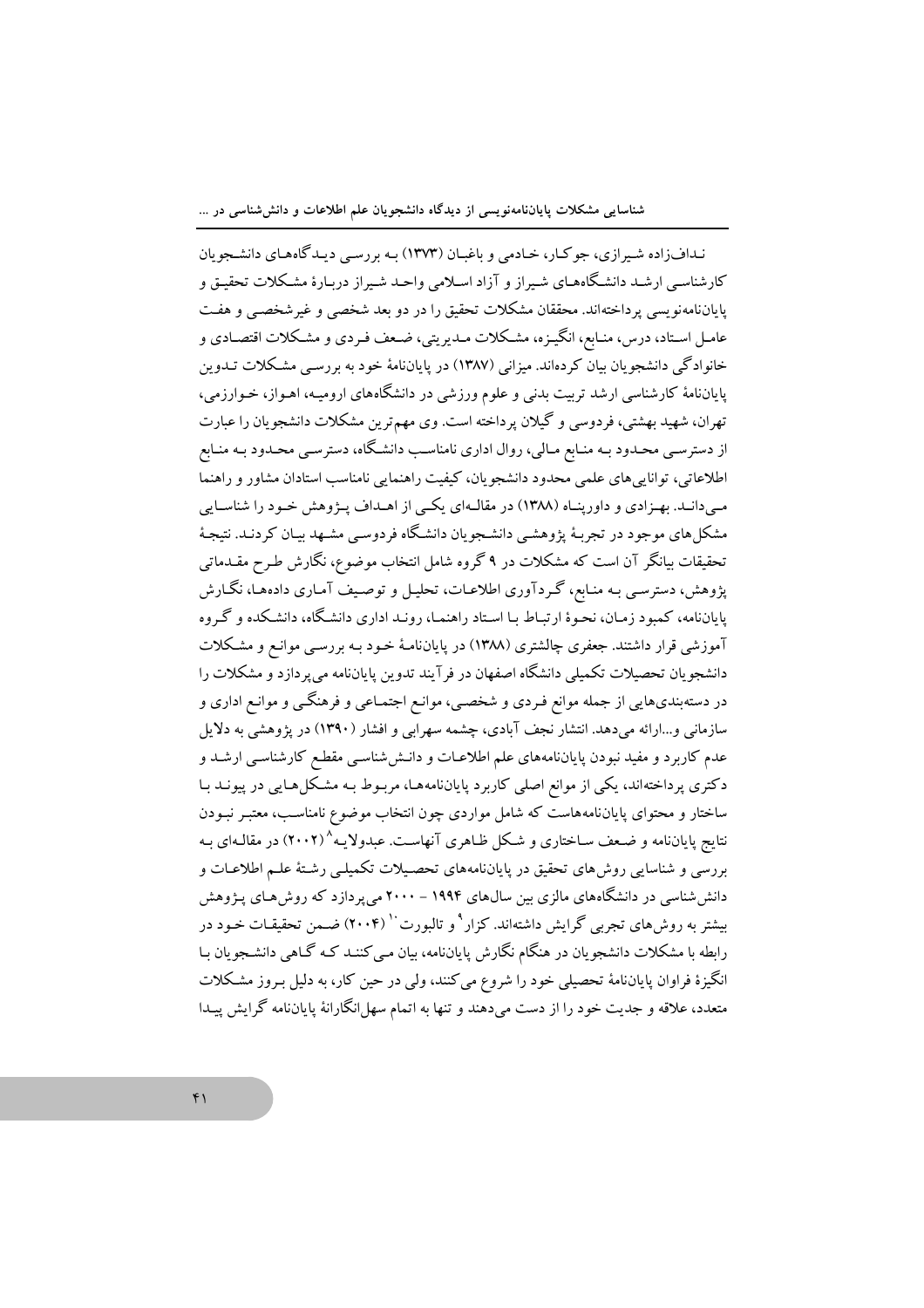نـداف‌زاده شـیرازی، جوکـار، خـادمی و باغبـان (۱۳۷۳) بـه بررسـی دیـدگاه‌هـای دانشـجویان کارشناسـی ارشـد دانشـگاه‌هـای شـیراز و آزاد اسـلامی واحـد شـیراز دربـارهٔ مشـکلات تحقیـق و پایان‌نامه‌نویسی پرداخته‌اند. محققان مشکلات تحقیق را در دو بعد شخصی و غیرشخصـی و هفـت عامـل اسـتاد، درس، منـابع، انگیـزه، مشـکلات مـدیریتی، ضـعف فـردی و مشـکلات اقتصـادی و خانوادگی دانشجویان بیان کرده‌اند. میزانی (۱۳۸۷) در پایان‌نامهٔ خود به بررسـی مشـکلات تـدوین پایان‌نامهٔ کارشناسی ارشد تربیت بدنی و علوم ورزشی در دانشگاه‌های ارومیـه، اهـواز، خـوارزمی، تهران، شهید بهشتی، فردوسی و گیلان پرداخته است. وی مهم‌ترین مشکلات دانشجویان را عبارت از دسترسـی محـدود بـه منـابع مـالی، روال اداری نامناسـب دانشـگاه، دسترسـی محـدود بـه منـابع اطلاعاتی، توانایی‌های علمی محدود دانشجویان، کیفیت راهنمایی نامناسب استادان مشاور و راهنما مـی‌دانـد. بهـزادی و داورپنـاه (۱۳۸۸) در مقالـه‌ای یکـی از اهـداف پـژوهش خـود را شناسـایی مشکل‌های موجود در تجربهٔ پژوهشـی دانشـجویان دانشگاه فردوسی مشـهد بیـان کردنـد. نتیجهٔ تحقیقات بیانگر آن است که مشکلات در ۹ گروه شامل انتخاب موضوع، نگارش طـرح مقـدماتی پژوهش، دسترسـی بـه منـابع، گـردآوری اطلاعـات، تحلیـل و توصـیف آمـاری داده‌هـا، نگـارش پایان‌نامه، کمبود زمـان، نحـوهٔ ارتبـاط بـا اسـتاد راهنمـا، رونـد اداری دانشـگاه، دانشـکده و گـروه آموزشی قرار داشتند. جعفری چالشتری (۱۳۸۸) در پایان‌نامهٔ خـود بـه بررسـی موانـع و مشـکلات دانشجویان تحصیلات تکمیلی دانشگاه اصفهان در فرآیند تدوین پایان‌نامه می‌پردازد و مشکلات را در دسته‌بندی‌هایی از جمله موانع فـردی و شخصـی، موانـع اجتمـاعی و فرهنگـی و موانـع اداری و سازمانی و...ارائه می‌دهد. انتشار نجف آبادی، چشمه سهرابی و افشار (۱۳۹۰) در پژوهشی به دلایل عدم کاربرد و مفید نبودن پایان‌نامه‌های علم اطلاعـات و دانـش‌شناسـی مقطـع کارشناسـی ارشـد و دکتری پرداخته‌اند، یکی از موانع اصلی کاربرد پایان‌نامه‌هـا، مربـوط بـه مشـکل‌هـایی در پیونـد بـا ساختار و محتوای پایان‌نامه‌هاست که شامل مواردی چون انتخاب موضوع نامناسـب، معتبـر نبـودن نتایج پایان‌نامه و ضـعف سـاختاری و شـکل ظـاهری آنهاسـت. عبدولایـه[8] (۲۰۰۲) در مقالـه‌ای بـه بررسی و شناسایی روش‌های تحقیق در پایان‌نامه‌های تحصـیلات تکمیلـی رشـتهٔ علـم اطلاعـات و دانش‌شناسی در دانشگاه‌های مالزی بین سال‌های ۱۹۹۴ – ۲۰۰۰ می‌پردازد که روش‌هـای پـژوهش بیشتر به روش‌های تجربی گرایش داشته‌اند. کزار[9] و تالبورت[10] (۲۰۰۴) ضـمن تحقیقـات خـود در رابطه با مشکلات دانشجویان در هنگام نگارش پایان‌نامه، بیان مـی‌کننـد کـه گـاهی دانشـجویان بـا انگیزهٔ فراوان پایان‌نامهٔ تحصیلی خود را شروع می‌کنند، ولی در حین کار، به دلیل بـروز مشـکلات متعدد، علاقه و جدیت خود را از دست می‌دهند و تنها به اتمام سهل‌انگارانهٔ پایان‌نامه گرایش پیـدا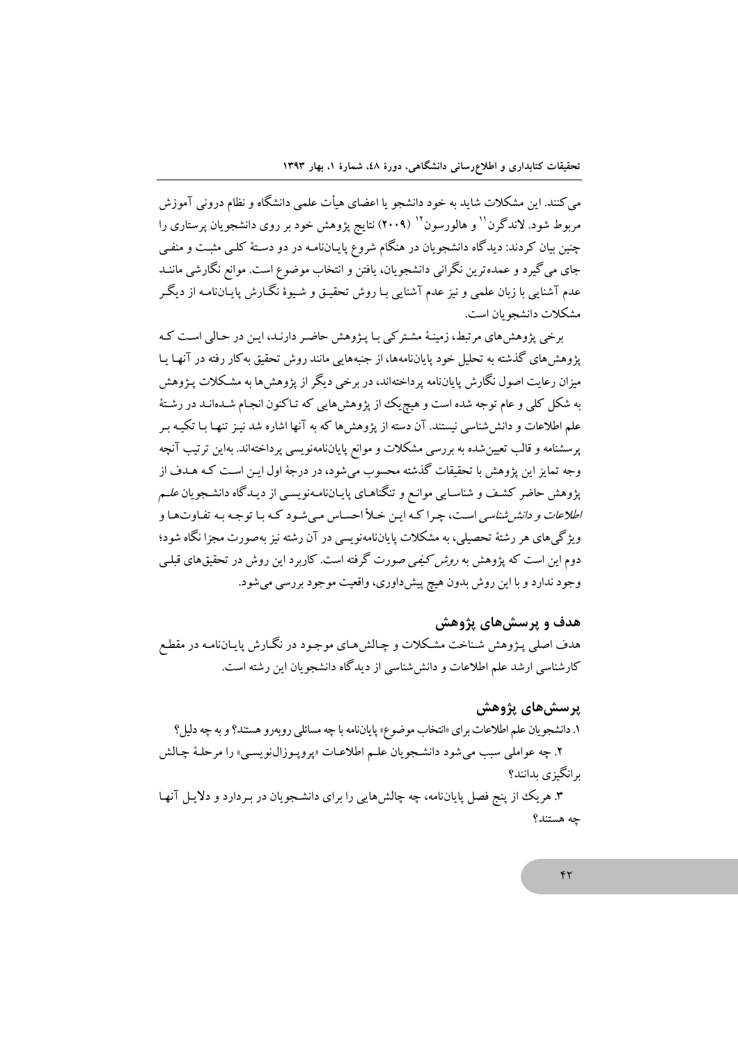می‌کنند. این مشکلات شاید به خود دانشجو یا اعضای هیأت علمی دانشگاه و نظام درونی آموزش مربوط شود. لاندگرن[11] و هالورسون[12] (۲۰۰۹) نتایج پژوهش خود بر روی دانشجویان پرستاری را چنین بیان کردند: دیدگاه دانشجویان در هنگام شروع پایان‌نامه در دو دستهٔ کلی مثبت و منفی جای می‌گیرد و عمده‌ترین نگرانی دانشجویان، یافتن و انتخاب موضوع است. موانع نگارشی مانند عدم آشنایی با زبان علمی و نیز عدم آشنایی با روش تحقیق و شیوهٔ نگارش پایان‌نامه از دیگر مشکلات دانشجویان است.

برخی پژوهش‌های مرتبط، زمینهٔ مشترکی با پژوهش حاضر دارند، این در حالی است که پژوهش‌های گذشته به تحلیل خود پایان‌نامه‌ها، از جنبه‌هایی مانند روش تحقیق به‌کار رفته در آنها یا میزان رعایت اصول نگارش پایان‌نامه پرداخته‌اند، در برخی دیگر از پژوهش‌ها به مشکلات پژوهش به شکل کلی و عام توجه شده است و هیچ‌یک از پژوهش‌هایی که تاکنون انجام شده‌اند در رشتهٔ علم اطلاعات و دانش‌شناسی نیستند. آن دسته از پژوهش‌ها که به آنها اشاره شد نیز تنها با تکیه بر پرسشنامه و قالب تعیین‌شده به بررسی مشکلات و موانع پایان‌نامه‌نویسی پرداخته‌اند. بهاین ترتیب آنچه وجه تمایز این پژوهش با تحقیقات گذشته محسوب می‌شود، در درجهٔ اول این است که هدف از پژوهش حاضر کشف و شناسایی موانع و تنگناهای پایان‌نامه‌نویسی از دیدگاه دانشجویان *علم اطلاعات و دانش‌شناسی* است، چرا که این خلأ احساس می‌شود که با توجه به تفاوت‌ها و ویژگی‌های هر رشتهٔ تحصیلی، به مشکلات پایان‌نامه‌نویسی در آن رشته نیز به‌صورت مجزا نگاه شود؛ دوم این است که پژوهش به *روش کیفی* صورت گرفته است. کاربرد این روش در تحقیق‌های قبلی وجود ندارد و با این روش بدون هیچ پیش‌داوری، واقعیت موجود بررسی می‌شود.

## هدف و پرسش‌های پژوهش

هدف اصلی پژوهش شناخت مشکلات و چالش‌های موجود در نگارش پایان‌نامه در مقطع کارشناسی ارشد علم اطلاعات و دانش‌شناسی از دیدگاه دانشجویان این رشته است.

## پرسش‌های پژوهش

۱. دانشجویان علم اطلاعات برای «انتخاب موضوع» پایان‌نامه با چه مسائلی روبه‌رو هستند؟ و به چه دلیل؟

۲. چه عواملی سبب می‌شود دانشجویان علم اطلاعات «پروپوزال‌نویسی» را مرحلهٔ چالش برانگیزی بدانند؟

۳. هریک از پنج فصل پایان‌نامه، چه چالش‌هایی را برای دانشجویان در بردارد و دلایل آنها چه هستند؟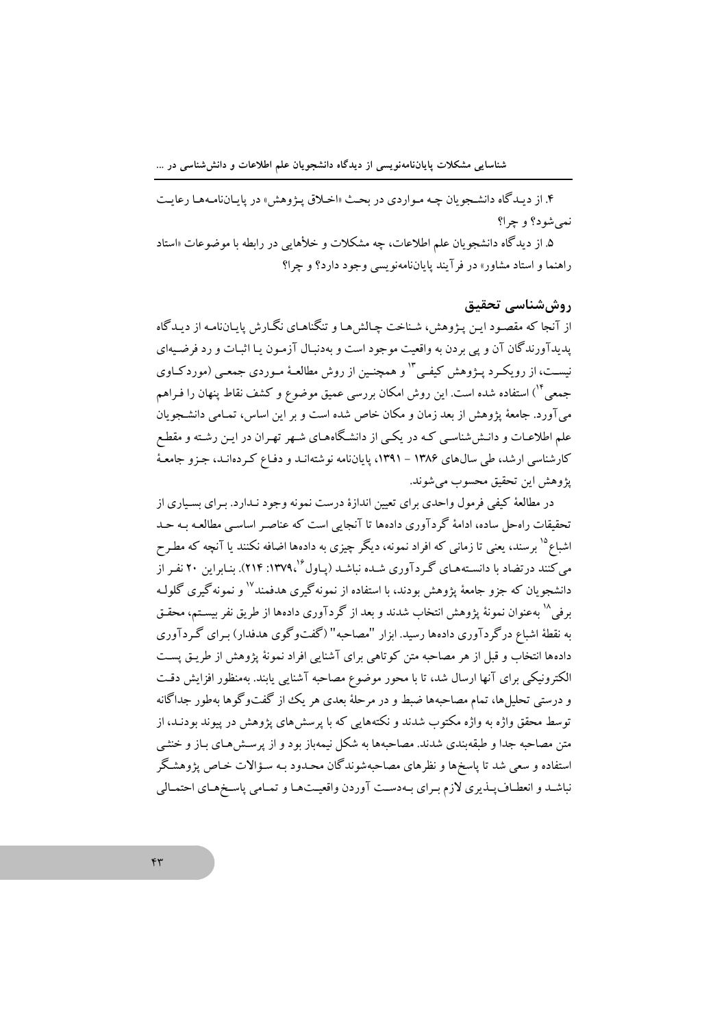۴. از دیدگاه دانشجویان چه مواردی در بحث «اخلاق پژوهش» در پایان‌نامه‌ها رعایت نمی‌شود؟ و چرا؟

۵. از دیدگاه دانشجویان علم اطلاعات، چه مشکلات و خلأهایی در رابطه با موضوعات «استاد راهنما و استاد مشاور» در فرآیند پایان‌نامه‌نویسی وجود دارد؟ و چرا؟

## روش‌شناسی تحقیق

از آنجا که مقصود این پژوهش، شناخت چالش‌ها و تنگناهای نگارش پایان‌نامه از دیدگاه پدیدآورندگان آن و پی بردن به واقعیت موجود است و به‌دنبال آزمون یا اثبات و رد فرضیه‌ای نیست، از رویکرد پژوهش کیفی[13] و همچنین از روش مطالعهٔ موردی جمعی (موردکاوی جمعی[14]) استفاده شده است. این روش امکان بررسی عمیق موضوع و کشف نقاط پنهان را فراهم می‌آورد. جامعهٔ پژوهش از بعد زمان و مکان خاص شده است و بر این اساس، تمامی دانشجویان علم اطلاعات و دانش‌شناسی که در یکی از دانشگاه‌های شهر تهران در این رشته و مقطع کارشناسی ارشد، طی سال‌های ۱۳۸۶ – ۱۳۹۱، پایان‌نامه نوشته‌اند و دفاع کرده‌اند، جزو جامعهٔ پژوهش این تحقیق محسوب می‌شوند.

در مطالعهٔ کیفی فرمول واحدی برای تعیین اندازهٔ درست نمونه وجود ندارد. برای بسیاری از تحقیقات راه‌حل ساده، ادامهٔ گردآوری داده‌ها تا آنجایی است که عناصر اساسی مطالعه به حد اشباع[15] برسند، یعنی تا زمانی که افراد نمونه، دیگر چیزی به داده‌ها اضافه نکنند یا آنچه که مطرح می‌کنند درتضاد با دانسته‌های گردآوری شده نباشد (پاول[16]،۱۳۷۹: ۲۱۴). بنابراین ۲۰ نفر از دانشجویان که جزو جامعهٔ پژوهش بودند، با استفاده از نمونه‌گیری هدفمند[17] و نمونه‌گیری گلوله برفی[18] به‌عنوان نمونهٔ پژوهش انتخاب شدند و بعد از گردآوری داده‌ها از طریق نفر بیستم، محقق به نقطهٔ اشباع درگردآوری داده‌ها رسید. ابزار "مصاحبه" (گفت‌وگوی هدفدار) برای گردآوری داده‌ها انتخاب و قبل از هر مصاحبه متن کوتاهی برای آشنایی افراد نمونهٔ پژوهش از طریق پست الکترونیکی برای آنها ارسال شد، تا با محور موضوع مصاحبه آشنایی یابند. به‌منظور افزایش دقت و درستی تحلیل‌ها، تمام مصاحبه‌ها ضبط و در مرحلهٔ بعدی هر یک از گفت‌وگوها به‌طور جداگانه توسط محقق واژه به واژه مکتوب شدند و نکته‌هایی که با پرسش‌های پژوهش در پیوند بودند، از متن مصاحبه جدا و طبقه‌بندی شدند. مصاحبه‌ها به شکل نیمه‌باز بود و از پرسش‌های باز و خنثی استفاده و سعی شد تا پاسخ‌ها و نظرهای مصاحبه‌شوندگان محدود به سؤالات خاص پژوهشگر نباشد و انعطاف‌پذیری لازم برای به‌دست آوردن واقعیت‌ها و تمامی پاسخ‌های احتمالی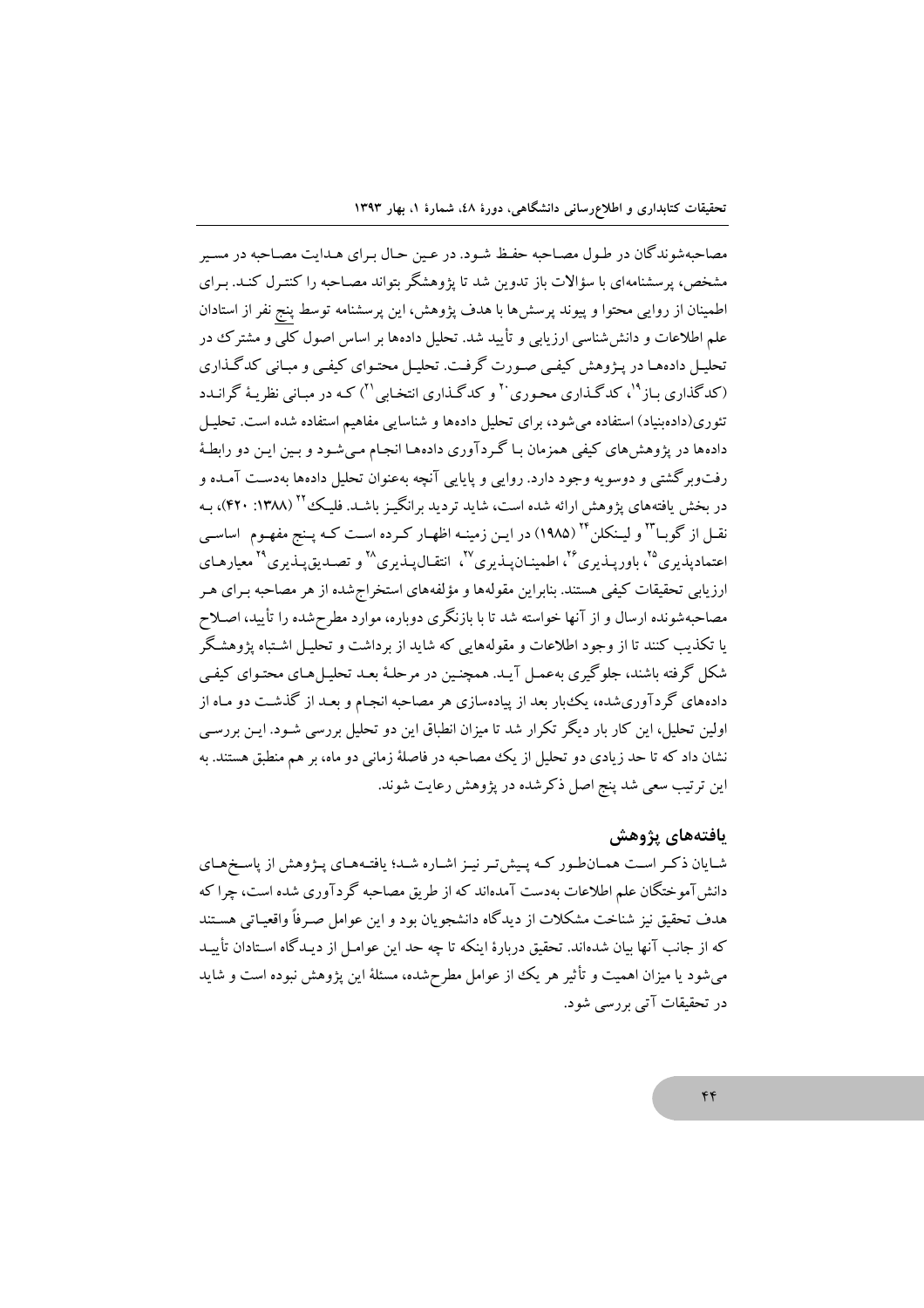مصاحبه‌شوندگان در طول مصاحبه حفظ شود. در عین حال برای هدایت مصاحبه در مسیر مشخص، پرسشنامه‌ای با سؤالات باز تدوین شد تا پژوهشگر بتواند مصاحبه را کنترل کند. برای اطمینان از روایی محتوا و پیوند پرسش‌ها با هدف پژوهش، این پرسشنامه توسط پنج نفر از استادان علم اطلاعات و دانش‌شناسی ارزیابی و تأیید شد. تحلیل داده‌ها بر اساس اصول کلی و مشترک در تحلیل داده‌ها در پژوهش کیفی صورت گرفت. تحلیل محتوای کیفی و مبانی کدگذاری (کدگذاری باز[19]، کدگذاری محوری[20] و کدگذاری انتخابی[21]) که در مبانی نظریهٔ گراندد تئوری(داده‌بنیاد) استفاده می‌شود، برای تحلیل داده‌ها و شناسایی مفاهیم استفاده شده است. تحلیل داده‌ها در پژوهش‌های کیفی همزمان با گردآوری داده‌ها انجام می‌شود و بین این دو رابطهٔ رفت‌وبرگشتی و دوسویه وجود دارد. روایی و پایایی آنچه به‌عنوان تحلیل داده‌ها به‌دست آمده و در بخش یافته‌های پژوهش ارائه شده است، شاید تردید برانگیز باشد. فلیک[22] (۱۳۸۸: ۴۲۰)، به نقل از گوبا[23] و لینکلن[24] (۱۹۸۵) در این زمینه اظهار کرده است که پنج مفهوم اساسی اعتمادپذیری[25]، باورپذیری[26]، اطمینان‌پذیری[27]، انتقال‌پذیری[28] و تصدیق‌پذیری[29] معیارهای ارزیابی تحقیقات کیفی هستند. بنابراین مقوله‌ها و مؤلفه‌های استخراج‌شده از هر مصاحبه برای هر مصاحبه‌شونده ارسال و از آنها خواسته شد تا با بازنگری دوباره، موارد مطرح‌شده را تأیید، اصلاح یا تکذیب کنند تا از وجود اطلاعات و مقوله‌هایی که شاید از برداشت و تحلیل اشتباه پژوهشگر شکل گرفته باشند، جلوگیری به‌عمل آید. همچنین در مرحلهٔ بعد تحلیل‌های محتوای کیفی داده‌های گردآوری‌شده، یک‌بار بعد از پیاده‌سازی هر مصاحبه انجام و بعد از گذشت دو ماه از اولین تحلیل، این کار بار دیگر تکرار شد تا میزان انطباق این دو تحلیل بررسی شود. این بررسی نشان داد که تا حد زیادی دو تحلیل از یک مصاحبه در فاصلهٔ زمانی دو ماه، بر هم منطبق هستند. به این ترتیب سعی شد پنج اصل ذکرشده در پژوهش رعایت شوند.

## یافته‌های پژوهش

شایان ذکر است همان‌طور که پیش‌تر نیز اشاره شد؛ یافته‌های پژوهش از پاسخ‌های دانش‌آموختگان علم اطلاعات به‌دست آمده‌اند که از طریق مصاحبه گردآوری شده است، چرا که هدف تحقیق نیز شناخت مشکلات از دیدگاه دانشجویان بود و این عوامل صرفاً واقعیاتی هستند که از جانب آنها بیان شده‌اند. تحقیق دربارهٔ اینکه تا چه حد این عوامل از دیدگاه استادان تأیید می‌شود یا میزان اهمیت و تأثیر هر یک از عوامل مطرح‌شده، مسئلهٔ این پژوهش نبوده است و شاید در تحقیقات آتی بررسی شود.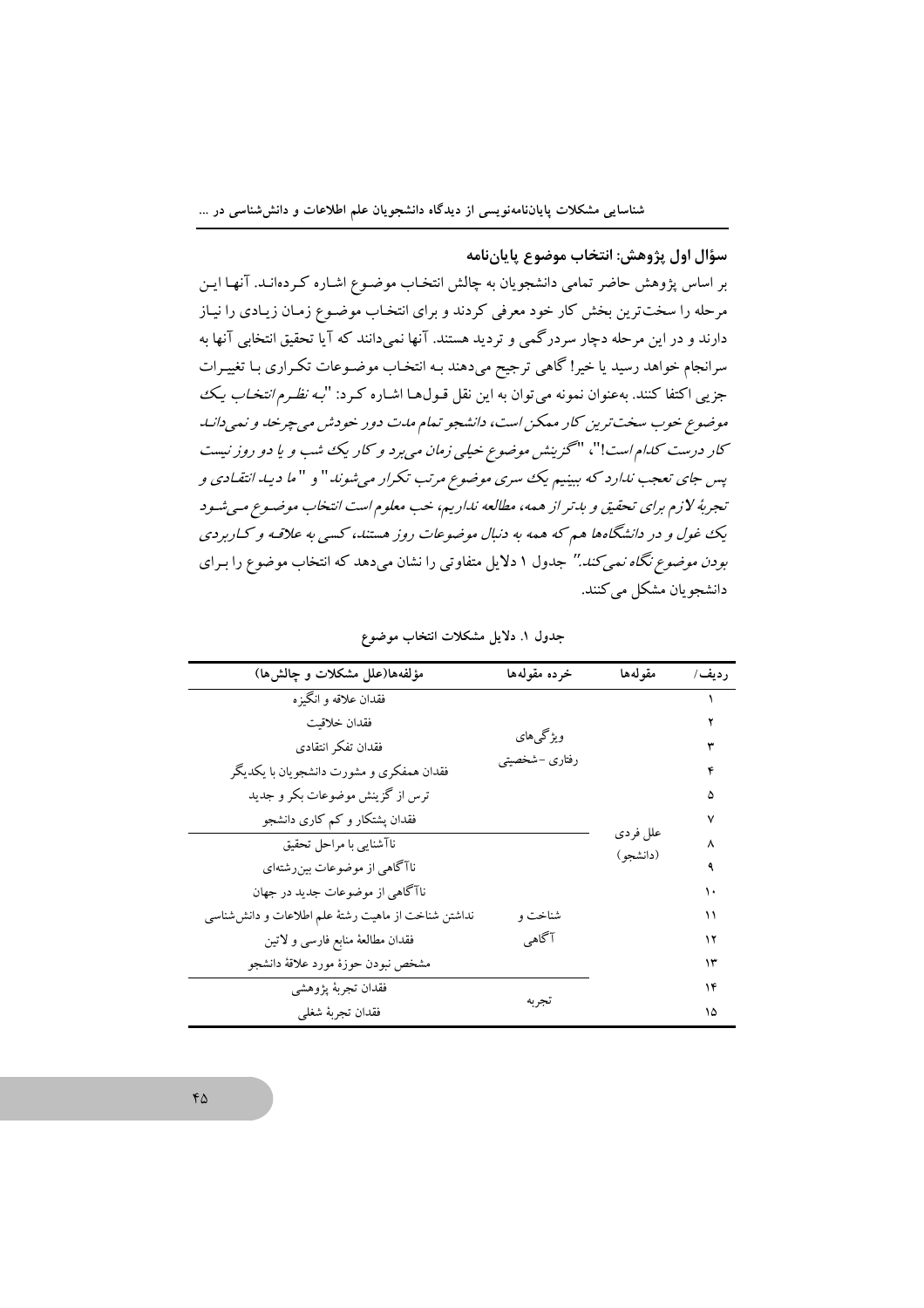### سؤال اول پژوهش: انتخاب موضوع پایان‌نامه

بر اساس پژوهش حاضر تمامی دانشجویان به چالش انتخاب موضوع اشاره کرده‌اند. آنها این مرحله را سخت‌ترین بخش کار خود معرفی کردند و برای انتخاب موضوع زمان زیادی را نیاز دارند و در این مرحله دچار سردرگمی و تردید هستند. آنها نمی‌دانند که آیا تحقیق انتخابی آنها به سرانجام خواهد رسید یا خیر! گاهی ترجیح می‌دهند به انتخاب موضوعات تکراری با تغییرات جزیی اکتفا کنند. به‌عنوان نمونه می‌توان به این نقل قول‌ها اشاره کرد: "*به نظرم انتخاب یک موضوع خوب سخت‌ترین کار ممکن است، دانشجو تمام مدت دور خودش می‌چرخد و نمی‌داند کار درست کدام است!*"، "*گزینش موضوع خیلی زمان می‌برد و کار یک شب و یا دو روز نیست پس جای تعجب ندارد که ببینیم یک سری موضوع مرتب تکرار می‌شوند*" و "*ما دید انتقادی و تجربهٔ لازم برای تحقیق و بدتر از همه، مطالعه نداریم، خب معلوم است انتخاب موضوع می‌شود یک غول و در دانشگاه‌ها هم که همه به دنبال موضوعات روز هستند، کسی به علاقه و کاربردی بودن موضوع نگاه نمی‌کند.*" جدول ۱ دلایل متفاوتی را نشان می‌دهد که انتخاب موضوع را برای دانشجویان مشکل می‌کنند.

**جدول ۱. دلایل مشکلات انتخاب موضوع**

| ردیف/ | مقوله‌ها | خرده مقوله‌ها | مؤلفه‌ها(علل مشکلات و چالش‌ها) |
|---|---|---|---|
| ۱ | علل فردی (دانشجو) | ویژگی‌های رفتاری-شخصیتی | فقدان علاقه و انگیزه |
| ۲ | | | فقدان خلاقیت |
| ۳ | | | فقدان تفکر انتقادی |
| ۴ | | | فقدان همفکری و مشورت دانشجویان با یکدیگر |
| ۵ | | | ترس از گزینش موضوعات بکر و جدید |
| ۷ | | | فقدان پشتکار و کم کاری دانشجو |
| ۸ | | شناخت و آگاهی | ناآشنایی با مراحل تحقیق |
| ۹ | | | ناآگاهی از موضوعات بین‌رشته‌ای |
| ۱۰ | | | ناآگاهی از موضوعات جدید در جهان |
| ۱۱ | | | نداشتن شناخت از ماهیت رشتهٔ علم اطلاعات و دانش‌شناسی |
| ۱۲ | | | فقدان مطالعهٔ منابع فارسی و لاتین |
| ۱۳ | | | مشخص نبودن حوزهٔ مورد علاقهٔ دانشجو |
| ۱۴ | | تجربه | فقدان تجربهٔ پژوهشی |
| ۱۵ | | | فقدان تجربهٔ شغلی |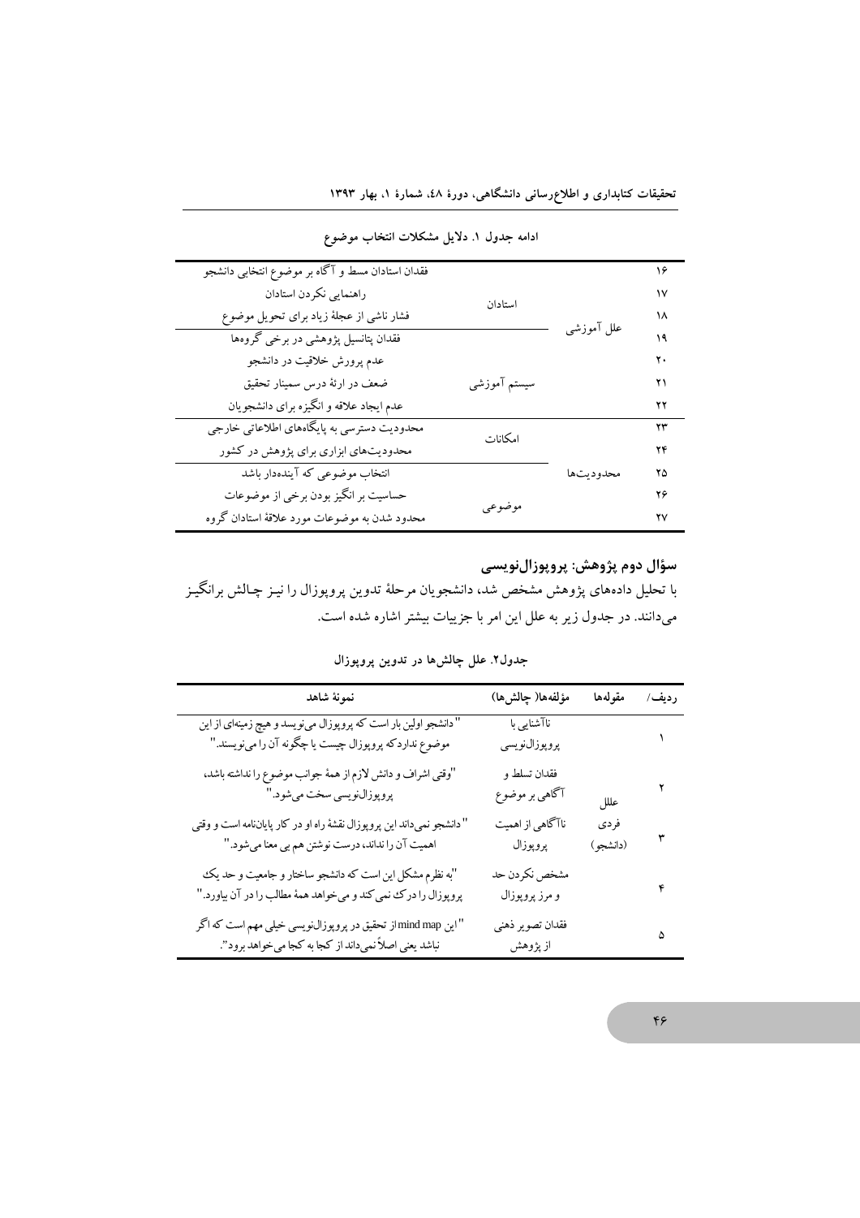**ادامه جدول ۱. دلایل مشکلات انتخاب موضوع**

| ردیف | | | |
|---|---|---|---|
| ۱۶ | علل آموزشی | استادان | فقدان استادان مسط و آگاه بر موضوع انتخابی دانشجو |
| ۱۷ | | | راهنمایی نکردن استادان |
| ۱۸ | | | فشار ناشی از عجلهٔ زیاد برای تحویل موضوع |
| ۱۹ | | سیستم آموزشی | فقدان پتانسیل پژوهشی در برخی گروه‌ها |
| ۲۰ | | | عدم پرورش خلاقیت در دانشجو |
| ۲۱ | | | ضعف در ارئهٔ درس سمینار تحقیق |
| ۲۲ | | | عدم ایجاد علاقه و انگیزه برای دانشجویان |
| ۲۳ | محدودیت‌ها | امکانات | محدودیت دسترسی به پایگاه‌های اطلاعاتی خارجی |
| ۲۴ | | | محدودیت‌های ابزاری برای پژوهش در کشور |
| ۲۵ | | موضوعی | انتخاب موضوعی که آینده‌دار باشد |
| ۲۶ | | | حساسیت بر انگیز بودن برخی از موضوعات |
| ۲۷ | | | محدود شدن به موضوعات مورد علاقهٔ استادان گروه |

## سؤال دوم پژوهش: پروپوزال‌نویسی

با تحلیل داده‌های پژوهش مشخص شد، دانشجویان مرحلهٔ تدوین پروپوزال را نیـز چـالش برانگیـز می‌دانند. در جدول زیر به علل این امر با جزییات بیشتر اشاره شده است.

**جدول۲. علل چالش‌ها در تدوین پروپوزال**

| ردیف/ | مقوله‌ها | مؤلفه‌ها( چالش‌ها) | نمونهٔ شاهد |
|---|---|---|---|
| ۱ | عللل فردی (دانشجو) | ناآشنایی با پروپوزال‌نویسی | "دانشجو اولین بار است که پروپوزال می‌نویسد و هیچ زمینه‌ای از این موضوع ندارد که پروپوزال چیست یا چگونه آن را می‌نویسند." |
| ۲ | | فقدان تسلط و آگاهی بر موضوع | "وقتی اشراف و دانش لازم از همهٔ جوانب موضوع را نداشته باشد، پروپوزال‌نویسی سخت می‌شود." |
| ۳ | | ناآگاهی از اهمیت پروپوزال | "دانشجو نمی‌داند این پروپوزال نقشهٔ راه او در کار پایان‌نامه است و وقتی اهمیت آن را نداند، درست نوشتن هم بی معنا می‌شود." |
| ۴ | | مشخص نکردن حد و مرز پروپوزال | "به نظرم مشکل این است که دانشجو ساختار و جامعیت و حد یک پروپوزال را درک نمی کند و می‌خواهد همهٔ مطالب را در آن بیاورد." |
| ۵ | | فقدان تصویر ذهنی از پژوهش | "این mind map از تحقیق در پروپوزال‌نویسی خیلی مهم است که اگر نباشد یعنی اصلاً نمی‌داند از کجا به کجا می‌خواهد برود". |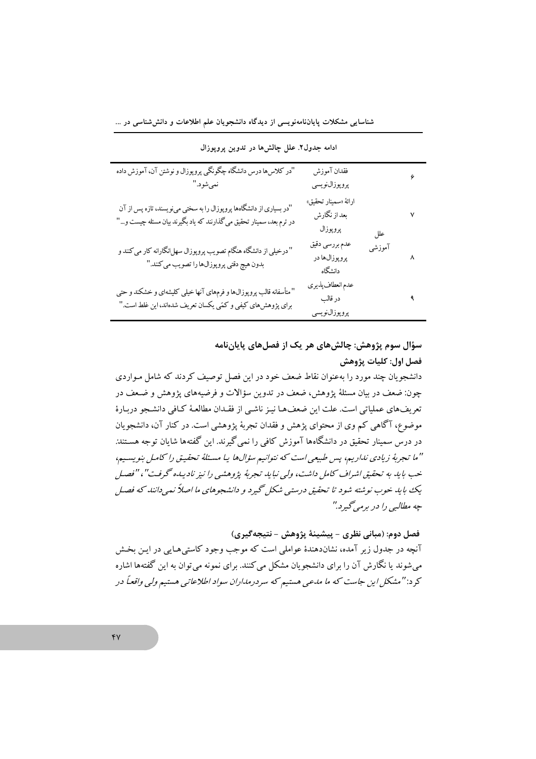ادامه جدول۲. علل چالش‌ها در تدوین پروپوزال

| | | | |
|---|---|---|---|
| ۶ | علل آموزشی | فقدان آموزش پروپوزال‌نویسی | "در کلاس‌ها درس دانشگاه چگونگی پروپوزال و نوشتن آن، آموزش داده نمی‌شود." |
| ۷ | | ارائهٔ «سمینار تحقیق» بعد از نگارش پروپوزال | "در بسیاری از دانشگاه‌ها پروپوزال را به سختی می‌نویسند، تازه پس از آن در ترم بعد، سمینار تحقیق می‌گذارند که یاد بگیرند بیان مسئله چیست و..." |
| ۸ | | عدم بررسی دقیق پروپوزال‌ها در دانشگاه | "درخیلی از دانشگاه هنگام تصویب پروپوزال سهل‌انگارانه کار می‌کنند و بدون هیچ دقتی پروپوزال‌ها را تصویب می‌کنند." |
| ۹ | | عدم انعطاف‌پذیری در قالب پروپوزال‌نویسی | "متأسفانه قالب پروپوزال‌ها و فرم‌های آنها خیلی کلیشه‌ای و خشکند و حتی برای پژوهش‌های کیفی و کمّی یکسان تعریف شده‌اند، این غلط است." |

### سؤال سوم پژوهش: چالش‌های هر یک از فصل‌های پایان‌نامه

#### فصل اول: کلیات پژوهش

دانشجویان چند مورد را به‌عنوان نقاط ضعف خود در این فصل توصیف کردند که شامل مـواردی چون: ضعف در بیان مسئلهٔ پژوهش، ضعف در تدوین سؤالات و فرضیه‌های پژوهش و ضـعف در تعریف‌های عملیاتی است. علت این ضعف‌هـا نیـز ناشـی از فقـدان مطالعـهٔ کـافی دانشـجو دربـارهٔ موضوع، آگاهی کم وی از محتوای پژهش و فقدان تجربهٔ پژوهشی است. در کنار آن، دانشجویان در درس سمینار تحقیق در دانشگاه‌ها آموزش کافی را نمی‌گیرند. این گفته‌ها شایان توجه هسـتند: *"ما تجربهٔ زیادی نداریم، پس طبیعی است که نتوانیم سؤال‌ها یـا مسـئلهٔ تحقیـق را کامـل بنویسـیم، خب باید به تحقیق اشراف کامل داشت، ولی نباید تجربهٔ پژوهشی را نیز نادیـده گرفـت"*، *"فصـل یک باید خوب نوشته شود تا تحقیق درستی شکل گیرد و دانشجوهای ما اصلاً نمی‌دانند که فصـل چه مطالبی را در برمی‌گیرد."*

#### فصل دوم: (مبانی نظری - پیشینهٔ پژوهش - نتیجه‌گیری)

آنچه در جدول زیر آمده، نشان‌دهندهٔ عواملی است که موجب وجود کاستی‌هـایی در ایـن بخـش می‌شوند یا نگارش آن را برای دانشجویان مشکل می‌کنند. برای نمونه می‌توان به این گفته‌ها اشاره کرد: *"مشکل این جاست که ما مدعی هستیم که سردرمداران سواد اطلاعاتی هستیم ولی واقعاً در*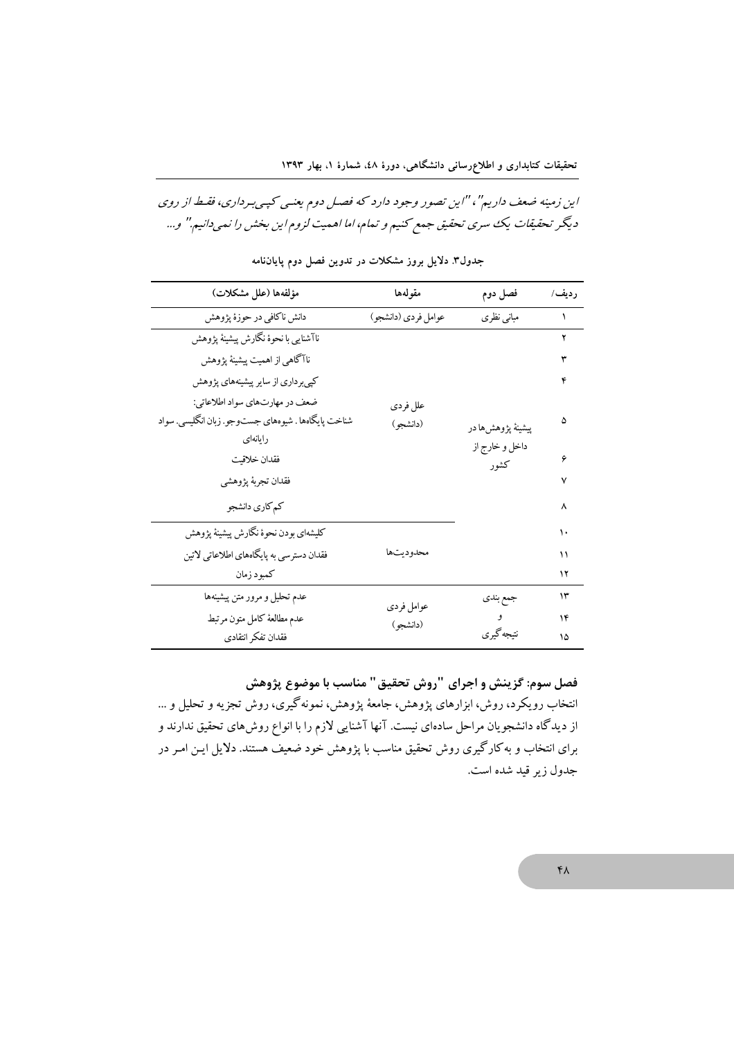*این زمینه ضعف داریم"، "این تصور وجود دارد که فصـل دوم یعنـی کپـی‌بـرداری، فقـط از روی دیگر تحقیقات یک سری تحقیق جمع کنیم و تمام، اما اهمیت لزوم این بخش را نمی‌دانیم." و...*

**جدول۳. دلایل بروز مشکلات در تدوین فصل دوم پایان‌نامه**

| ردیف/ | فصل دوم | مقوله‌ها | مؤلفه‌ها (علل مشکلات) |
|---|---|---|---|
| ۱ | مبانی نظری | عوامل فردی (دانشجو) | دانش ناکافی در حوزهٔ پژوهش |
| ۲ | پیشینهٔ پژوهش‌ها در داخل و خارج از کشور | علل فردی (دانشجو) | ناآشنایی با نحوهٔ نگارش پیشینهٔ پژوهش |
| ۳ | | | ناآگاهی از اهمیت پیشینهٔ پژوهش |
| ۴ | | | کپی‌برداری از سایر پیشینه‌های پژوهش |
| ۵ | | | ضعف در مهارت‌های سواد اطلاعاتی: شناخت پایگاه‌ها. شیوه‌های جست‌وجو. زبان انگلیسی. سواد رایانه‌ای |
| ۶ | | | فقدان خلاقیت |
| ۷ | | | فقدان تجربهٔ پژوهشی |
| ۸ | | | کم‌کاری دانشجو |
| ۱۰ | | محدودیت‌ها | کلیشه‌ای بودن نحوهٔ نگارش پیشینهٔ پژوهش |
| ۱۱ | | | فقدان دسترسی به پایگاه‌های اطلاعاتی لاتین |
| ۱۲ | | | کمبود زمان |
| ۱۳ | جمع بندی و نتیجه‌گیری | عوامل فردی (دانشجو) | عدم تحلیل و مرور متن پیشینه‌ها |
| ۱۴ | | | عدم مطالعهٔ کامل متون مرتبط |
| ۱۵ | | | فقدان تفکر انتقادی |

**فصل سوم: گزینش و اجرای "روش تحقیق" مناسب با موضوع پژوهش**

انتخاب رویکرد، روش، ابزارهای پژوهش، جامعهٔ پژوهش، نمونه‌گیری، روش تجزیه و تحلیل و ... از دیدگاه دانشجویان مراحل ساده‌ای نیست. آنها آشنایی لازم را با انواع روش‌های تحقیق ندارند و برای انتخاب و به‌کارگیری روش تحقیق مناسب با پژوهش خود ضعیف هستند. دلایل ایـن امـر در جدول زیر قید شده است.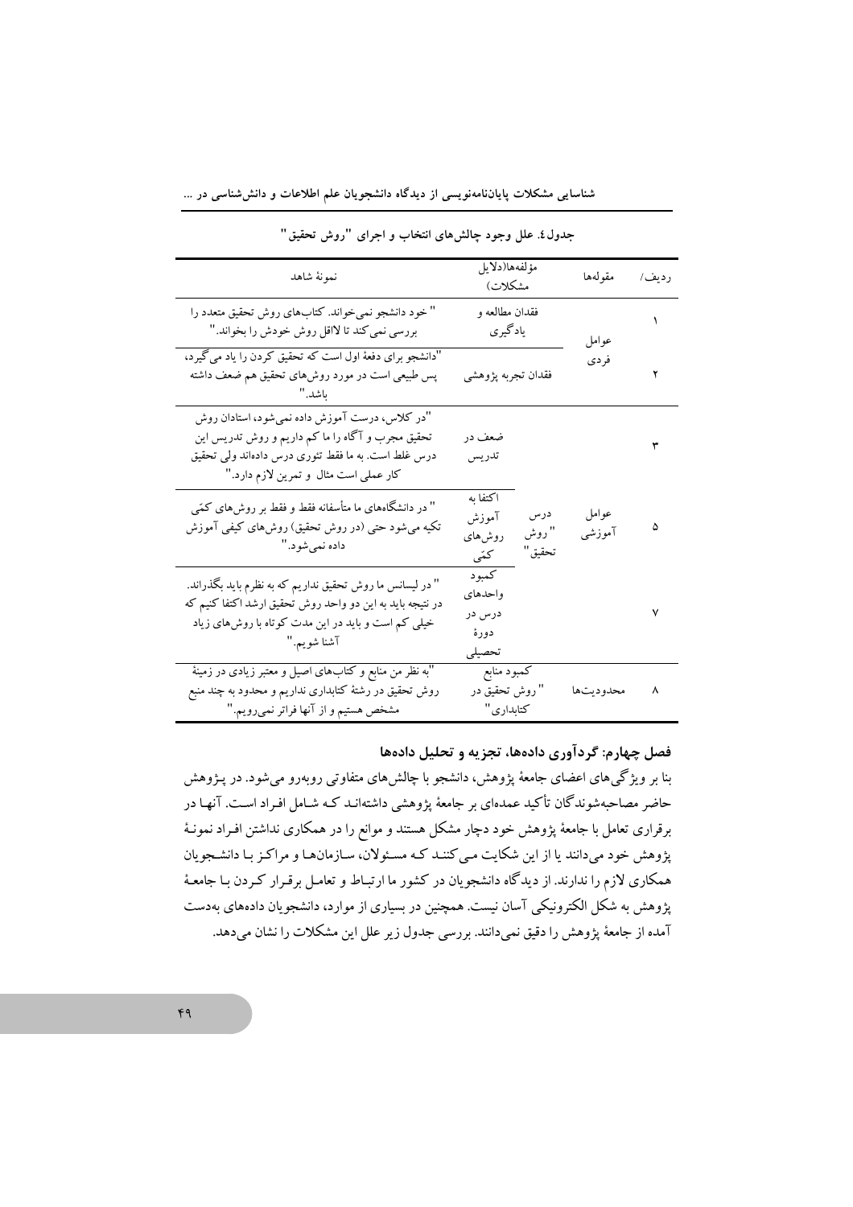جدول٤. علل وجود چالش‌های انتخاب و اجرای "روش تحقیق"

| ردیف/ | مقوله‌ها | مؤلفه‌ها(دلایل مشکلات) | | نمونهٔ شاهد |
|---|---|---|---|---|
| ۱ | عوامل فردی | فقدان مطالعه و یادگیری | | " خود دانشجو نمی‌خواند. کتاب‌های روش تحقیق متعدد را بررسی نمی‌کند تا لااقل روش خودش را بخواند." |
| ۲ | | فقدان تجربه پژوهشی | | "دانشجو برای دفعهٔ اول است که تحقیق کردن را یاد می‌گیرد، پس طبیعی است در مورد روش‌های تحقیق هم ضعف داشته باشد." |
| ۳ | عوامل آموزشی | درس "روش تحقیق" | ضعف در تدریس | "در کلاس، درست آموزش داده نمی‌شود، استادان روش تحقیق مجرب و آگاه را ما کم داریم و روش تدریس این درس غلط است. به ما فقط تئوری درس داده‌اند ولی تحقیق کار عملی است مثال و تمرین لازم دارد." |
| ۵ | | | اکتفا به آموزش روش‌های کمّی | " در دانشگاه‌های ما متأسفانه فقط و فقط بر روش‌های کمّی تکیه می‌شود حتی (در روش تحقیق) روش‌های کیفی آموزش داده نمی‌شود." |
| ۷ | | | کمبود واحدهای درس در دورهٔ تحصیلی | " در لیسانس ما روش تحقیق نداریم که به نظرم باید بگذراند. در نتیجه باید به این دو واحد روش تحقیق ارشد اکتفا کنیم که خیلی کم است و باید در این مدت کوتاه با روش‌های زیاد آشنا شویم." |
| ۸ | محدودیت‌ها | کمبود منابع "روش تحقیق در کتابداری" | | "به نظر من منابع و کتاب‌های اصیل و معتبر زیادی در زمینهٔ روش تحقیق در رشتهٔ کتابداری نداریم و محدود به چند منبع مشخص هستیم و از آنها فراتر نمی‌رویم." |

## فصل چهارم: گردآوری داده‌ها، تجزیه و تحلیل داده‌ها

بنا بر ویژگی‌های اعضای جامعهٔ پژوهش، دانشجو با چالش‌های متفاوتی روبه‌رو می‌شود. در پژوهش حاضر مصاحبه‌شوندگان تأکید عمده‌ای بر جامعهٔ پژوهشی داشته‌اند که شامل افراد است. آنها در برقراری تعامل با جامعهٔ پژوهش خود دچار مشکل هستند و موانع را در همکاری نداشتن افراد نمونهٔ پژوهش خود می‌دانند یا از این شکایت می‌کنند که مسئولان، سازمان‌ها و مراکز با دانشجویان همکاری لازم را ندارند. از دیدگاه دانشجویان در کشور ما ارتباط و تعامل برقرار کردن با جامعهٔ پژوهش به شکل الکترونیکی آسان نیست. همچنین در بسیاری از موارد، دانشجویان داده‌های به‌دست آمده از جامعهٔ پژوهش را دقیق نمی‌دانند. بررسی جدول زیر علل این مشکلات را نشان می‌دهد.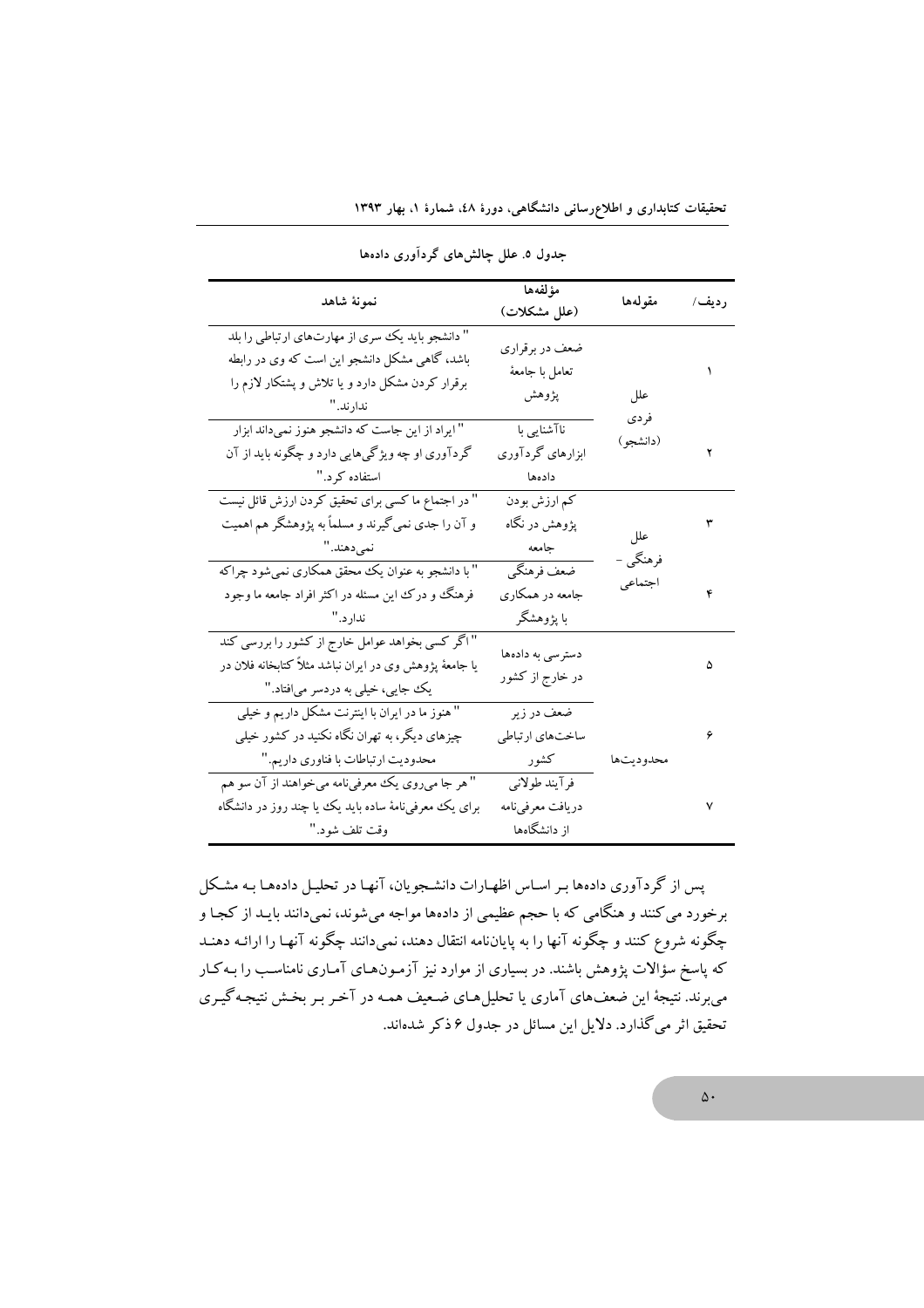**جدول ۵. علل چالش‌های گردآوری داده‌ها**

| ردیف/ | مقوله‌ها | مؤلفه‌ها (علل مشکلات) | نمونهٔ شاهد |
|---|---|---|---|
| ۱ | علل فردی (دانشجو) | ضعف در برقراری تعامل با جامعهٔ پژوهش | " دانشجو باید یک سری از مهارت‌های ارتباطی را بلد باشد، گاهی مشکل دانشجو این است که وی در رابطه برقرار کردن مشکل دارد و یا تلاش و پشتکار لازم را ندارند." |
| ۲ | | ناآشنایی با ابزارهای گردآوری داده‌ها | " ایراد از این جاست که دانشجو هنوز نمی‌داند ابزار گردآوری او چه ویژگی‌هایی دارد و چگونه باید از آن استفاده کرد." |
| ۳ | علل فرهنگی - اجتماعی | کم ارزش بودن پژوهش در نگاه جامعه | " در اجتماع ما کسی برای تحقیق کردن ارزش قائل نیست و آن را جدی نمی‌گیرند و مسلماً به پژوهشگر هم اهمیت نمی‌دهند." |
| ۴ | | ضعف فرهنگی جامعه در همکاری با پژوهشگر | " با دانشجو به عنوان یک محقق همکاری نمی‌شود چراکه فرهنگ و درک این مسئله در اکثر افراد جامعه ما وجود ندارد." |
| ۵ | محدودیت‌ها | دسترسی به داده‌ها در خارج از کشور | " اگر کسی بخواهد عوامل خارج از کشور را بررسی کند یا جامعهٔ پژوهش وی در ایران نباشد مثلاً کتابخانه فلان در یک جایی، خیلی به دردسر می‌افتاد." |
| ۶ | | ضعف در زیر ساخت‌های ارتباطی کشور | " هنوز ما در ایران با اینترنت مشکل داریم و خیلی چیزهای دیگر، به تهران نگاه نکنید در کشور خیلی محدودیت ارتباطات با فناوری داریم." |
| ۷ | | فرآیند طولانی دریافت معرفی‌نامه از دانشگاه‌ها | " هر جا می‌روی یک معرفی‌نامه می‌خواهند از آن سو هم برای یک معرفی‌نامهٔ ساده باید یک یا چند روز در دانشگاه وقت تلف شود." |

پس از گردآوری داده‌ها بر اساس اظهارات دانشجویان، آنها در تحلیل داده‌ها به مشکل برخورد می‌کنند و هنگامی که با حجم عظیمی از داده‌ها مواجه می‌شوند، نمی‌دانند باید از کجا و چگونه شروع کنند و چگونه آنها را به پایان‌نامه انتقال دهند، نمی‌دانند چگونه آنها را ارائه دهند که پاسخ سؤالات پژوهش باشند. در بسیاری از موارد نیز آزمون‌های آماری نامناسب را به‌کار می‌برند. نتیجهٔ این ضعف‌های آماری یا تحلیل‌های ضعیف همه در آخر بر بخش نتیجه‌گیری تحقیق اثر می‌گذارد. دلایل این مسائل در جدول ۶ ذکر شده‌اند.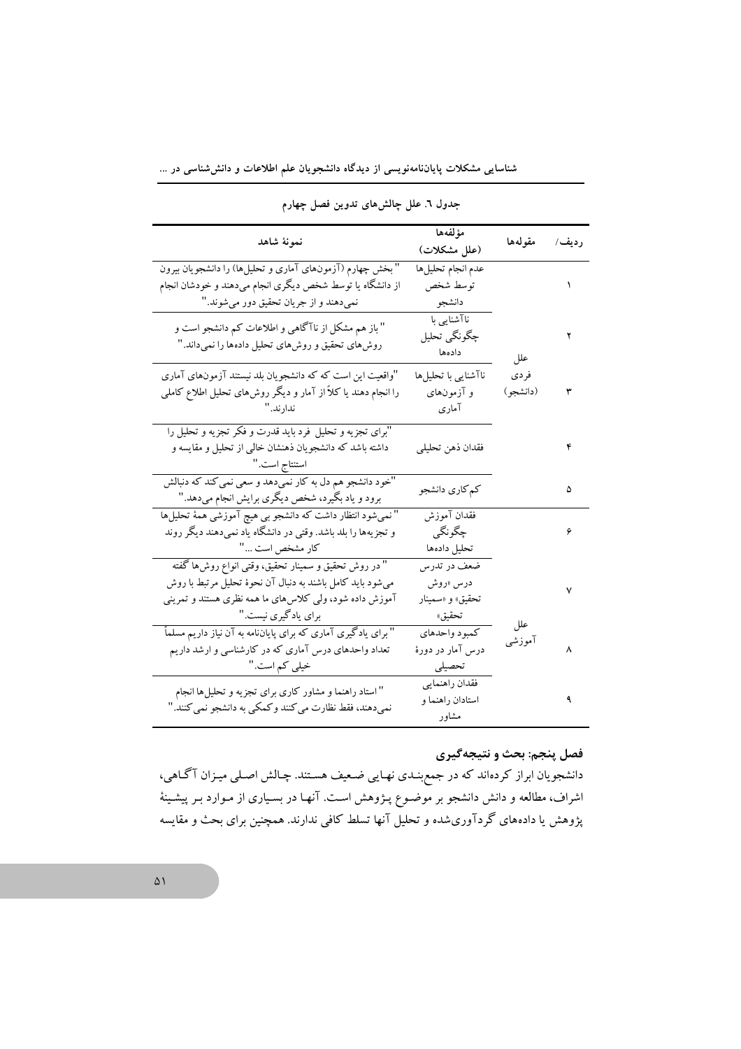جدول ٦. علل چالش‌های تدوین فصل چهارم

| ردیف/ | مقوله‌ها | مؤلفه‌ها (علل مشکلات) | نمونهٔ شاهد |
|---|---|---|---|
| ۱ | علل فردی (دانشجو) | عدم انجام تحلیل‌ها توسط شخص دانشجو | "بخش چهارم (آزمون‌های آماری و تحلیل‌ها) را دانشجویان بیرون از دانشگاه یا توسط شخص دیگری انجام می‌دهند و خودشان انجام نمی‌دهند و از جریان تحقیق دور می‌شوند." |
| ۲ | | ناآشنایی با چگونگی تحلیل داده‌ها | "باز هم مشکل از ناآگاهی و اطلاعات کم دانشجو است و روش‌های تحقیق و روش‌های تحلیل داده‌ها را نمی‌داند." |
| ۳ | | ناآشنایی با تحلیل‌ها و آزمون‌های آماری | "واقعیت این است که دانشجویان بلد نیستند آزمون‌های آماری را انجام دهند یا کلاً از آمار و دیگر روش‌های تحلیل اطلاع کاملی ندارند." |
| ۴ | | فقدان ذهن تحلیلی | "برای تجزیه و تحلیل فرد باید قدرت و فکر تجزیه و تحلیل را داشته باشد که دانشجویان ذهنشان خالی از تحلیل و مقایسه و استنتاج است." |
| ۵ | | کم‌کاری دانشجو | "خود دانشجو هم دل به کار نمی‌دهد و سعی نمی‌کند که دنبالش برود و یاد بگیرد، شخص دیگری برایش انجام می‌دهد." |
| ۶ | علل آموزشی | فقدان آموزش چگونگی تحلیل داده‌ها | "نمی‌شود انتظار داشت که دانشجو بی هیچ آموزشی همهٔ تحلیل‌ها و تجزیه‌ها را بلد باشد. وقتی در دانشگاه یاد نمی‌دهند دیگر روند کار مشخص است ..." |
| ۷ | | ضعف در تدرس درس «روش تحقیق» و «سمینار تحقیق» | "در روش تحقیق و سمینار تحقیق، وقتی انواع روش‌ها گفته می‌شود باید کامل باشند به دنبال آن نحوهٔ تحلیل مرتبط با روش آموزش داده شود، ولی کلاس‌های ما همه نظری هستند و تمرینی برای یادگیری نیست." |
| ۸ | | کمبود واحدهای درس آمار در دورهٔ تحصیلی | "برای یادگیری آماری که برای پایان‌نامه به آن نیاز داریم مسلماً تعداد واحدهای درس آماری که در کارشناسی و ارشد داریم خیلی کم است." |
| ۹ | | فقدان راهنمایی استادان راهنما و مشاور | "استاد راهنما و مشاور کاری برای تجزیه و تحلیل‌ها انجام نمی‌دهند، فقط نظارت می‌کنند و کمکی به دانشجو نمی‌کنند." |

## فصل پنجم: بحث و نتیجه‌گیری

دانشجویان ابراز کرده‌اند که در جمع‌بندی نهایی ضعیف هستند. چالش اصلی میزان آگاهی، اشراف، مطالعه و دانش دانشجو بر موضوع پژوهش است. آنها در بسیاری از موارد بر پیشینهٔ پژوهش یا داده‌های گردآوری‌شده و تحلیل آنها تسلط کافی ندارند. همچنین برای بحث و مقایسه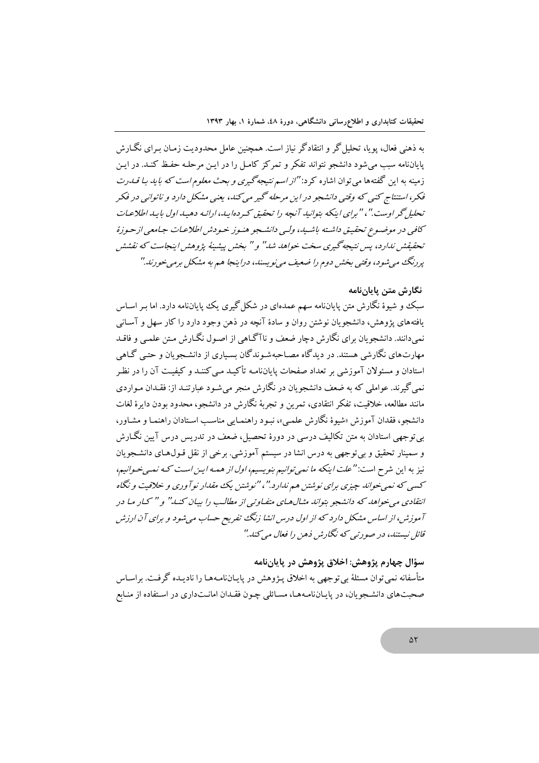به ذهنی فعال، پویا، تحلیل‌گر و انتقادگر نیاز است. همچنین عامل محدودیت زمان برای نگارش پایان‌نامه سبب می‌شود دانشجو نتواند تفکر و تمرکز کامل را در این مرحله حفظ کند. در این زمینه به این گفته‌ها می‌توان اشاره کرد: *"از اسم نتیجه‌گیری و بحث معلوم است که باید با قدرت فکر، استنتاج کنی که وقتی که دانشجو در این مرحله گیر می‌کند، یعنی مشکل دارد و ناتوانی در فکر تحلیل‌گر اوست."*، *"برای اینکه بتوانید آنچه را تحقیق کرده‌اید، ارائه دهید اول باید اطلاعات کافی در موضوع تحقیق داشته باشید، ولی دانشجو هنوز خودش اطلاعات جامعی از حوزهٔ تحقیقش ندارد، پس نتیجه‌گیری سخت خواهد شد"* و *" بخش پیشینهٔ پژوهش اینجاست که نقشش پررنگ می‌شود، وقتی بخش دوم را ضعیف می‌نویسند، دراینجا هم به مشکل برمی‌خورند."*

### نگارش متن پایان‌نامه

سبک و شیوهٔ نگارش متن پایان‌نامه سهم عمده‌ای در شکل‌گیری یک پایان‌نامه دارد. اما بر اساس یافته‌های پژوهش، دانشجویان نوشتن روان و سادهٔ آنچه در ذهن وجود دارد را کار سهل و آسانی نمی‌دانند. دانشجویان برای نگارش دچار ضعف و ناآگاهی از اصول نگارش متن علمی و فاقد مهارت‌های نگارشی هستند. در دیدگاه مصاحبه‌شوندگان بسیاری از دانشجویان و حتی گاهی استادان و مسئولان آموزشی بر تعداد صفحات پایان‌نامه تأکید می‌کنند و کیفیت آن را در نظر نمی‌گیرند. عواملی که به ضعف دانشجویان در نگارش منجر می‌شود عبارتند از: فقدان مواردی مانند مطالعه، خلاقیت، تفکر انتقادی، تمرین و تجربهٔ نگارش در دانشجو، محدود بودن دایرهٔ لغات دانشجو، فقدان آموزش «شیوهٔ نگارش علمی»، نبود راهنمایی مناسب استادان راهنما و مشاور، بی‌توجهی استادان به متن تکالیف درسی در دورهٔ تحصیل، ضعف در تدریس درس آیین نگارش و سمینار تحقیق و بی‌توجهی به درس انشا در سیستم آموزشی. برخی از نقل قول‌های دانشجویان نیز به این شرح است: *"علت اینکه ما نمی‌توانیم بنویسیم، اول از همه این است که نمی‌خوانیم، کسی که نمی‌خواند چیزی برای نوشتن هم ندارد."*، *"نوشتن یک مقدار نوآوری و خلاقیت و نگاه انتقادی می‌خواهد که دانشجو بتواند مثال‌های متفاوتی از مطالب را بیان کند"* و *" کار ما در آموزش، از اساس مشکل دارد که از اول درس انشا زنگ تفریح حساب می‌شود و برای آن ارزش قائل نیستند، در صورتی که نگارش ذهن را فعال می‌کند."*

### سؤال چهارم پژوهش: اخلاق پژوهش در پایان‌نامه

متأسفانه نمی‌توان مسئلهٔ بی‌توجهی به اخلاق پژوهش در پایان‌نامه‌ها را نادیده گرفت. براساس صحبت‌های دانشجویان، در پایان‌نامه‌ها، مسائلی چون فقدان امانت‌داری در استفاده از منابع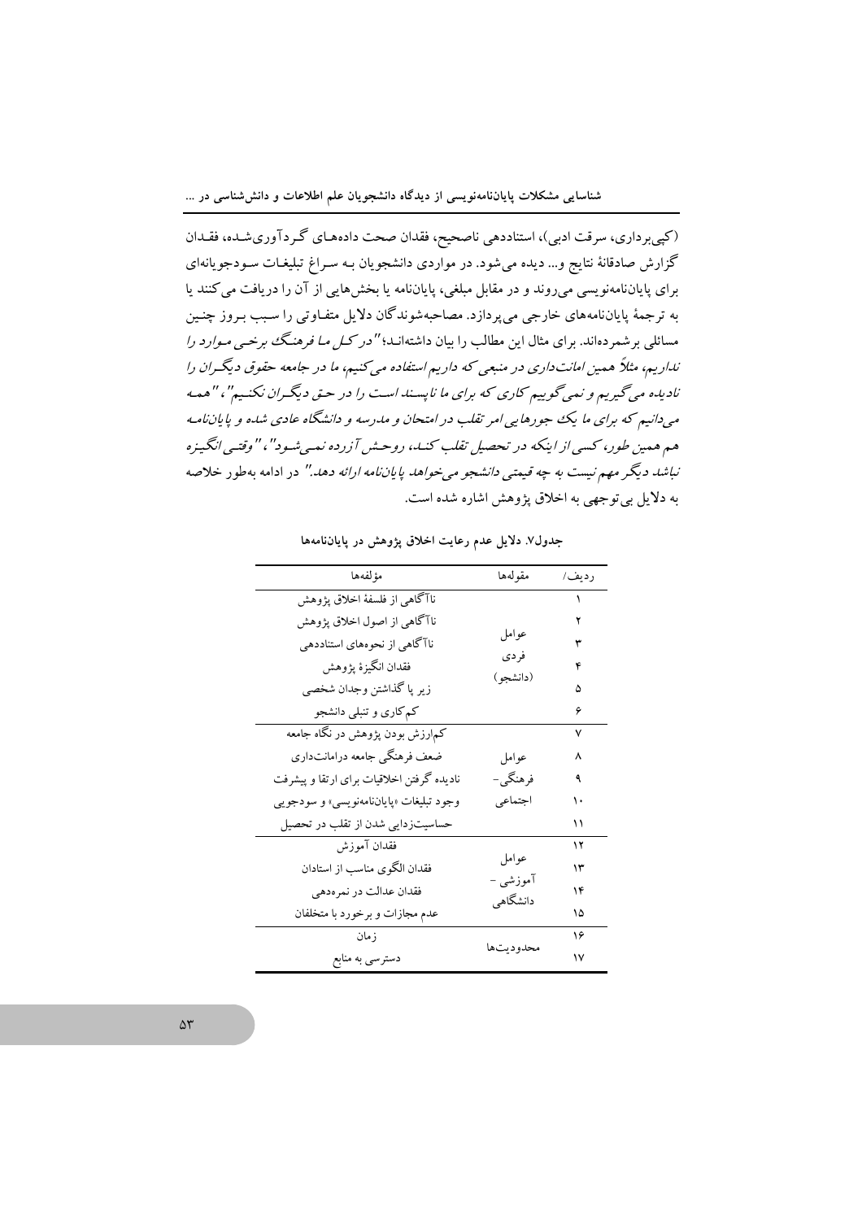(کپی‌برداری، سرقت ادبی)، استناددهی ناصحیح، فقدان صحت داده‌های گردآوری‌شده، فقدان گزارش صادقانهٔ نتایج و... دیده می‌شود. در مواردی دانشجویان به سراغ تبلیغات سودجویانه‌ای برای پایان‌نامه‌نویسی می‌روند و در مقابل مبلغی، پایان‌نامه یا بخش‌هایی از آن را دریافت می‌کنند یا به ترجمهٔ پایان‌نامه‌های خارجی می‌پردازد. مصاحبه‌شوندگان دلایل متفاوتی را سبب بروز چنین مسائلی برشمرده‌اند. برای مثال این مطالب را بیان داشته‌اند؛ *"در کل ما فرهنگ برخی موارد را نداریم، مثلاً همین امانت‌داری در منبعی که داریم استفاده می‌کنیم، ما در جامعه حقوق دیگران را نادیده می‌گیریم و نمی‌گوییم کاری که برای ما ناپسند است را در حق دیگران نکنیم"*، *"همه می‌دانیم که برای ما یک جورهایی امر تقلب در امتحان و مدرسه و دانشگاه عادی شده و پایان‌نامه هم همین طور، کسی از اینکه در تحصیل تقلب کند، روحش آزرده نمی‌شود"*، *"وقتی انگیزه نباشد دیگر مهم نیست به چه قیمتی دانشجو می‌خواهد پایان‌نامه ارائه دهد."* در ادامه به‌طور خلاصه به دلایل بی‌توجهی به اخلاق پژوهش اشاره شده است.

**جدول۷. دلایل عدم رعایت اخلاق پژوهش در پایان‌نامه‌ها**

| ردیف/ | مقوله‌ها | مؤلفه‌ها |
|---|---|---|
| ۱ | عوامل فردی (دانشجو) | ناآگاهی از فلسفهٔ اخلاق پژوهش |
| ۲ | | ناآگاهی از اصول اخلاق پژوهش |
| ۳ | | ناآگاهی از نحوه‌های استناددهی |
| ۴ | | فقدان انگیزهٔ پژوهش |
| ۵ | | زیر پا گذاشتن وجدان شخصی |
| ۶ | | کم‌کاری و تنبلی دانشجو |
| ۷ | عوامل فرهنگی- اجتماعی | کم‌ارزش بودن پژوهش در نگاه جامعه |
| ۸ | | ضعف فرهنگی جامعه درامانت‌داری |
| ۹ | | نادیده گرفتن اخلاقیات برای ارتقا و پیشرفت |
| ۱۰ | | وجود تبلیغات «پایان‌نامه‌نویسی» و سودجویی |
| ۱۱ | | حساسیت‌زدایی شدن از تقلب در تحصیل |
| ۱۲ | عوامل آموزشی - دانشگاهی | فقدان آموزش |
| ۱۳ | | فقدان الگوی مناسب از استادان |
| ۱۴ | | فقدان عدالت در نمره‌دهی |
| ۱۵ | | عدم مجازات و برخورد با متخلفان |
| ۱۶ | محدودیت‌ها | زمان |
| ۱۷ | | دسترسی به منابع |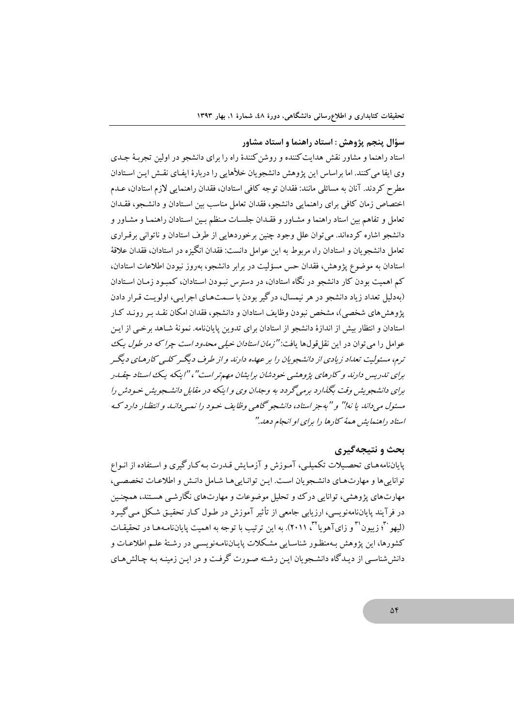**سؤال پنجم پژوهش : استاد راهنما و استاد مشاور**

استاد راهنما و مشاور نقش هدایت‌کننده و روشن‌کنندهٔ راه را برای دانشجو در اولین تجربهٔ جدی وی ایفا می‌کنند. اما براساس این پژوهش دانشجویان خلأهایی را دربارهٔ ایفای نقش این استادان مطرح کردند. آنان به مسائلی مانند: فقدان توجه کافی استادان، فقدان راهنمایی لازم استادان، عدم اختصاص زمان کافی برای راهنمایی دانشجو، فقدان تعامل مناسب بین استادان و دانشجو، فقدان تعامل و تفاهم بین استاد راهنما و مشاور و فقدان جلسات منظم بین استادان راهنما و مشاور و دانشجو اشاره کرده‌اند. می‌توان علل وجود چنین برخوردهایی از طرف استادان و ناتوانی برقراری تعامل دانشجویان و استادان را، مربوط به این عوامل دانست: فقدان انگیزه در استادان، فقدان علاقهٔ استادان به موضوع پژوهش، فقدان حس مسؤلیت در برابر دانشجو، به‌روز نبودن اطلاعات استادان، کم اهمیت بودن کار دانشجو در نگاه استادان، در دسترس نبودن استادان، کمبود زمان استادان (به‌دلیل تعداد زیاد دانشجو در هر نیمسال، درگیر بودن با سمت‌های اجرایی، اولویت قرار دادن پژوهش‌های شخصی)، مشخص نبودن وظایف استادان و دانشجو، فقدان امکان نقد بر روند کار استادان و انتظار بیش از اندازهٔ دانشجو از استادان برای تدوین پایان‌نامه. نمونهٔ شاهد برخی از این عوامل را می‌توان در این نقل‌قول‌ها یافت: *"زمان استادان خیلی محدود است چرا که در طول یک ترم، مسئولیت تعداد زیادی از دانشجویان را بر عهده دارند و از طرف دیگر کلی کارهای دیگر برای تدریس دارند و کارهای پژوهشی خودشان برایشان مهم‌تر است"، "اینکه یک استاد چقدر برای دانشجویش وقت بگذارد برمی‌گردد به وجدان وی و اینکه در مقابل دانشجویش خودش را مسئول می‌داند یا نه!" و "به‌جز استاد، دانشجو گاهی وظایف خود را نمی‌داند و انتظار دارد که استاد راهنمایش همهٔ کارها را برای او انجام دهد."*

## بحث و نتیجه‌گیری

پایان‌نامه‌های تحصیلات تکمیلی، آموزش و آزمایش قدرت به‌کارگیری و استفاده از انواع توانایی‌ها و مهارت‌های دانشجویان است. این توانایی‌ها شامل دانش و اطلاعات تخصصی، مهارت‌های پژوهشی، توانایی درک و تحلیل موضوعات و مهارت‌های نگارشی هستند، همچنین در فرآیند پایان‌نامه‌نویسی، ارزیابی جامعی از تأثیر آموزش در طول کار تحقیق شکل می‌گیرد (لیهو[30]؛ زیبون[31] و زای‌آهویا[32]، ۲۰۱۱). به این ترتیب با توجه به اهمیت پایان‌نامه‌ها در تحقیقات کشورها، این پژوهش به‌منظور شناسایی مشکلات پایان‌نامه‌نویسی در رشتهٔ علم اطلاعات و دانش‌شناسی از دیدگاه دانشجویان این رشته صورت گرفت و در این زمینه به چالش‌های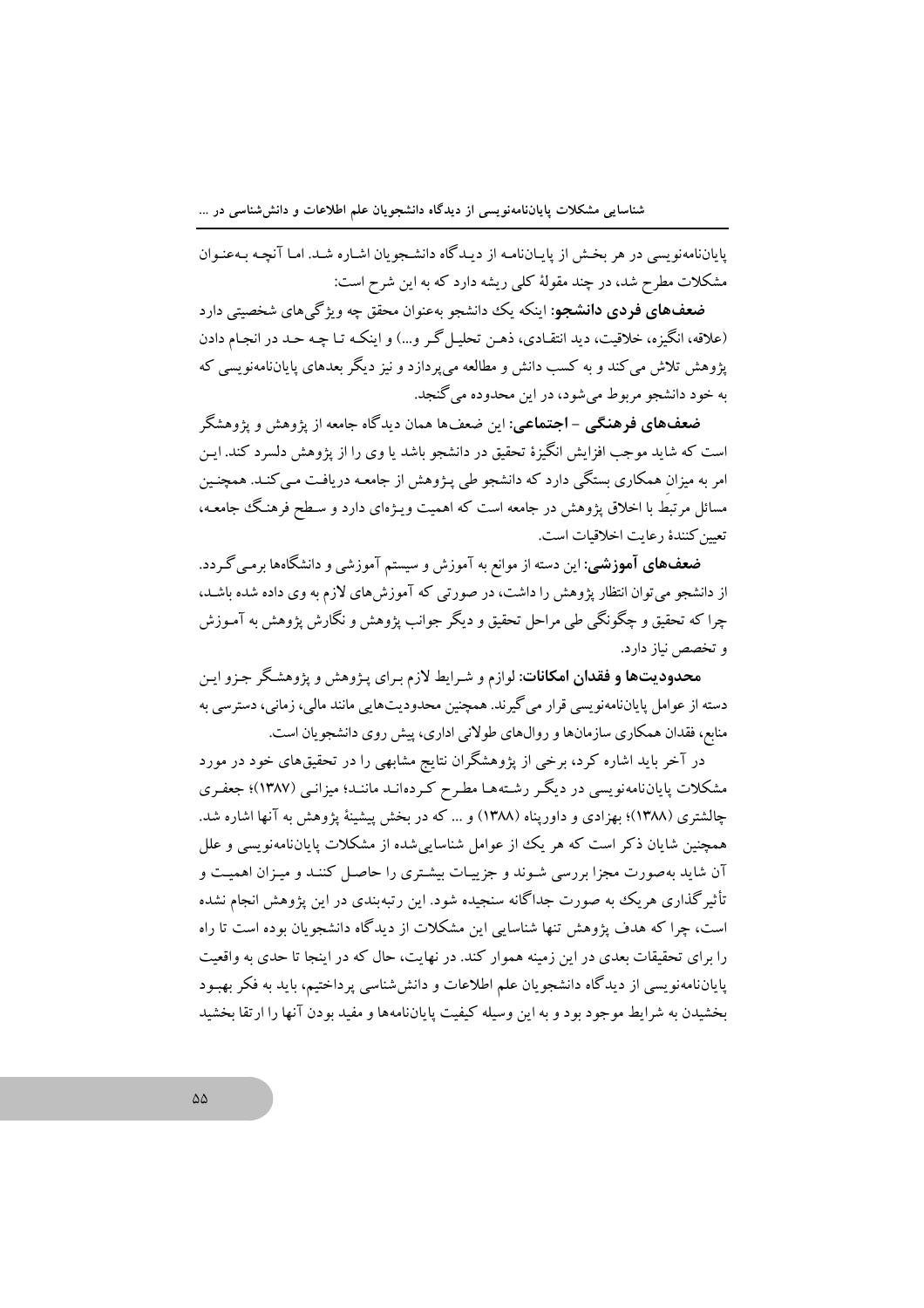پایان‌نامه‌نویسی در هر بخش از پایان‌نامه از دیدگاه دانشجویان اشاره شد. اما آنچه به‌عنوان مشکلات مطرح شد، در چند مقولهٔ کلی ریشه دارد که به این شرح است:

**ضعف‌های فردی دانشجو:** اینکه یک دانشجو به‌عنوان محقق چه ویژگی‌های شخصیتی دارد (علاقه، انگیزه، خلاقیت، دید انتقادی، ذهن تحلیل‌گر و...) و اینکه تا چه حد در انجام دادن پژوهش تلاش می‌کند و به کسب دانش و مطالعه می‌پردازد و نیز دیگر بعدهای پایان‌نامه‌نویسی که به خود دانشجو مربوط می‌شود، در این محدوده می‌گنجد.

**ضعف‌های فرهنگی - اجتماعی:** این ضعف‌ها همان دیدگاه جامعه از پژوهش و پژوهشگر است که شاید موجب افزایش انگیزهٔ تحقیق در دانشجو باشد یا وی را از پژوهش دلسرد کند. این امر به میزان همکاری بستگی دارد که دانشجو طی پژوهش از جامعه دریافت می‌کند. همچنین مسائل مرتبط با اخلاق پژوهش در جامعه است که اهمیت ویژه‌ای دارد و سطح فرهنگ جامعه، تعیین‌کنندهٔ رعایت اخلاقیات است.

**ضعف‌های آموزشی:** این دسته از موانع به آموزش و سیستم آموزشی و دانشگاه‌ها برمی‌گردد. از دانشجو می‌توان انتظار پژوهش را داشت، در صورتی که آموزش‌های لازم به وی داده شده باشد، چرا که تحقیق و چگونگی طی مراحل تحقیق و دیگر جوانب پژوهش و نگارش پژوهش به آموزش و تخصص نیاز دارد.

**محدودیت‌ها و فقدان امکانات:** لوازم و شرایط لازم برای پژوهش و پژوهشگر جزو این دسته از عوامل پایان‌نامه‌نویسی قرار می‌گیرند. همچنین محدودیت‌هایی مانند مالی، زمانی، دسترسی به منابع، فقدان همکاری سازمان‌ها و روال‌های طولانی اداری، پیش روی دانشجویان است.

در آخر باید اشاره کرد، برخی از پژوهشگران نتایج مشابهی را در تحقیق‌های خود در مورد مشکلات پایان‌نامه‌نویسی در دیگر رشته‌ها مطرح کرده‌اند مانند؛ میزانی (۱۳۸۷)؛ جعفری چالشتری (۱۳۸۸)؛ بهزادی و داورپناه (۱۳۸۸) و ... که در بخش پیشینهٔ پژوهش به آنها اشاره شد. همچنین شایان ذکر است که هر یک از عوامل شناسایی‌شده از مشکلات پایان‌نامه‌نویسی و علل آن شاید به‌صورت مجزا بررسی شوند و جزییات بیشتری را حاصل کنند و میزان اهمیت و تأثیرگذاری هریک به صورت جداگانه سنجیده شود. این رتبه‌بندی در این پژوهش انجام نشده است، چرا که هدف پژوهش تنها شناسایی این مشکلات از دیدگاه دانشجویان بوده است تا راه را برای تحقیقات بعدی در این زمینه هموار کند. در نهایت، حال که در اینجا تا حدی به واقعیت پایان‌نامه‌نویسی از دیدگاه دانشجویان علم اطلاعات و دانش‌شناسی پرداختیم، باید به فکر بهبود بخشیدن به شرایط موجود بود و به این وسیله کیفیت پایان‌نامه‌ها و مفید بودن آنها را ارتقا بخشید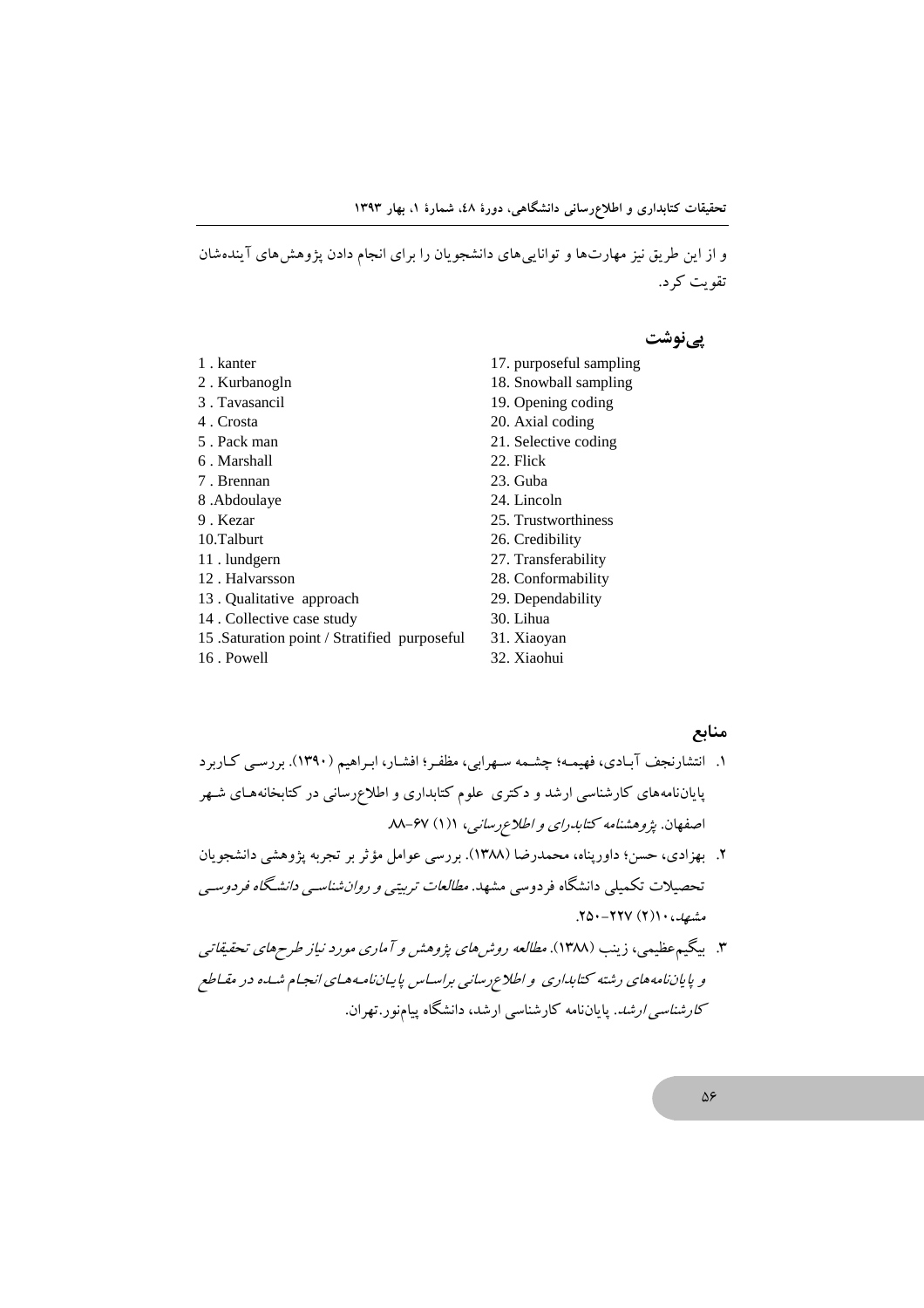و از این طریق نیز مهارت‌ها و توانایی‌های دانشجویان را برای انجام دادن پژوهش‌های آینده‌شان تقویت کرد.

## پی‌نوشت

1 . kanter
2 . Kurbanogln
3 . Tavasancil
4 . Crosta
5 . Pack man
6 . Marshall
7 . Brennan
8 .Abdoulaye
9 . Kezar
10.Talburt
11 . lundgern
12 . Halvarsson
13 . Qualitative approach
14 . Collective case study
15 .Saturation point / Stratified purposeful
16 . Powell
17. purposeful sampling
18. Snowball sampling
19. Opening coding
20. Axial coding
21. Selective coding
22. Flick
23. Guba
24. Lincoln
25. Trustworthiness
26. Credibility
27. Transferability
28. Conformability
29. Dependability
30. Lihua
31. Xiaoyan
32. Xiaohui

## منابع

۱. انتشارنجف آبادی، فهیمه؛ چشمه سهرابی، مظفر؛ افشار، ابراهیم (۱۳۹۰). بررسی کاربرد پایان‌نامه‌های کارشناسی ارشد و دکتری علوم کتابداری و اطلاع‌رسانی در کتابخانه‌های شهر اصفهان. *پژوهشنامه کتابداری و اطلاع‌رسانی*، ۱(۱) ۶۷-۸۸.

۲. بهزادی، حسن؛ داورپناه، محمدرضا (۱۳۸۸). بررسی عوامل مؤثر بر تجربه پژوهشی دانشجویان تحصیلات تکمیلی دانشگاه فردوسی مشهد. *مطالعات تربیتی و روان‌شناسی دانشگاه فردوسی مشهد*، ۱۰(۲) ۲۲۷-۲۵۰.

۳. بیگم‌عظیمی، زینب (۱۳۸۸). *مطالعه روش‌های پژوهش و آماری مورد نیاز طرح‌های تحقیقاتی و پایان‌نامه‌های رشته کتابداری و اطلاع‌رسانی براساس پایان‌نامه‌های انجام شده در مقاطع کارشناسی ارشد*. پایان‌نامه کارشناسی ارشد، دانشگاه پیام‌نور. تهران.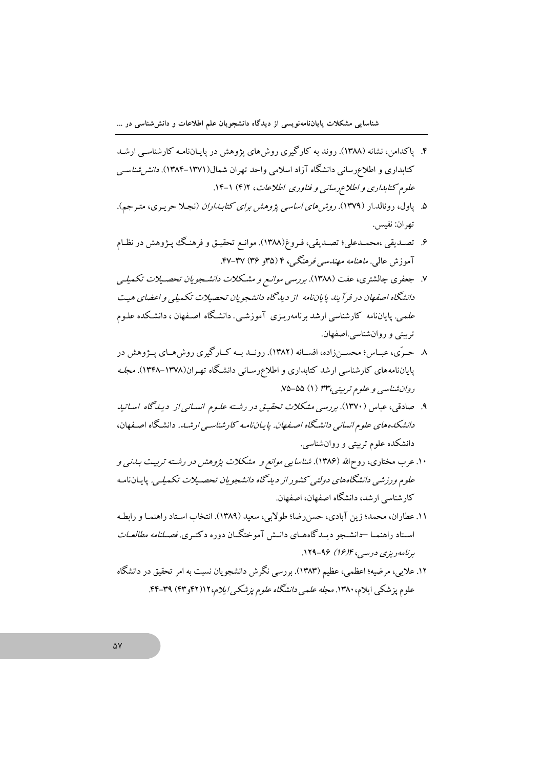۴. پاکدامن، نشانه (۱۳۸۸). روند به کارگیری روش‌های پژوهش در پایان‌نامه کارشناسی ارشد کتابداری و اطلاع‌رسانی دانشگاه آزاد اسلامی واحد تهران شمال(۱۳۷۱-۱۳۸۴). *دانش‌شناسی علوم کتابداری و اطلاع‌رسانی و فناوری اطلاعات*، ۲(۴) ۱-۱۴.

۵. پاول، رونالد.ار (۱۳۷۹). *روش‌های اساسی پژوهش برای کتابداران* (نجلا حریری، مترجم). تهران: نفیس.

۶. تصدیقی ،محمدعلی؛ تصدیقی، فروغ(۱۳۸۸). موانع تحقیق و فرهنگ پژوهش در نظام آموزش عالی. *ماهنامه مهندسی فرهنگی*، ۴ (۳۵و ۳۶) ۳۷-۴۷.

۷. جعفری چالشتری، عفت (۱۳۸۸). *بررسی موانع و مشکلات دانشجویان تحصیلات تکمیلی دانشگاه اصفهان در فرآیند پایان‌نامه از دیدگاه دانشجویان تحصیلات تکمیلی و اعضای هیت علمی*. پایان‌نامه کارشناسی ارشد برنامه‌ریزی آموزشی. دانشگاه اصفهان ، دانشکده علوم تربیتی و روان‌شناسی.اصفهان.

۸. حرّی، عباس؛ محسن‌زاده، افسانه (۱۳۸۲). روند به کارگیری روش‌های پژوهش در پایان‌نامه‌های کارشناسی ارشد کتابداری و اطلاع‌رسانی دانشگاه تهران(۱۳۷۸-۱۳۴۸). *مجله روان‌شناسی و علوم تربیتی*،۳۳ (۱) ۵۵-۷۵.

۹. صادقی، عباس (۱۳۷۰). *بررسی مشکلات تحقیق در رشته علوم انسانی از دیدگاه اساتید دانشکده‌های علوم انسانی دانشگاه اصفهان. پایان‌نامه کارشناسی ارشد*. دانشگاه اصفهان، دانشکده علوم تربیتی و روان‌شناسی.

۱۰. عرب مختاری، روح‌الله (۱۳۸۶). *شناسایی موانع و مشکلات پژوهش در رشته تربیت بدنی و علوم ورزشی دانشگاه‌های دولتی کشور از دیدگاه دانشجویان تحصیلات تکمیلی*. پایان‌نامه کارشناسی ارشد، دانشگاه اصفهان، اصفهان.

۱۱. عطاران، محمد؛ زین آبادی، حسن‌رضا؛ طولابی، سعید (۱۳۸۹). انتخاب استاد راهنما و رابطه استاد راهنما –دانشجو دیدگاه‌های دانش آموختگان دوره دکتری. *فصلنامه مطالعات برنامه‌ریزی درسی*،۴(۱۶) ۹۶-۱۲۹.

۱۲. علایی، مرضیه؛ اعظمی، عظیم (۱۳۸۳). بررسی نگرش دانشجویان نسبت به امر تحقیق در دانشگاه علوم پزشکی ایلام،۱۳۸۰. *مجله علمی دانشگاه علوم پزشکی ایلام*،۱۲(۴۲و۴۳) ۳۹-۴۴.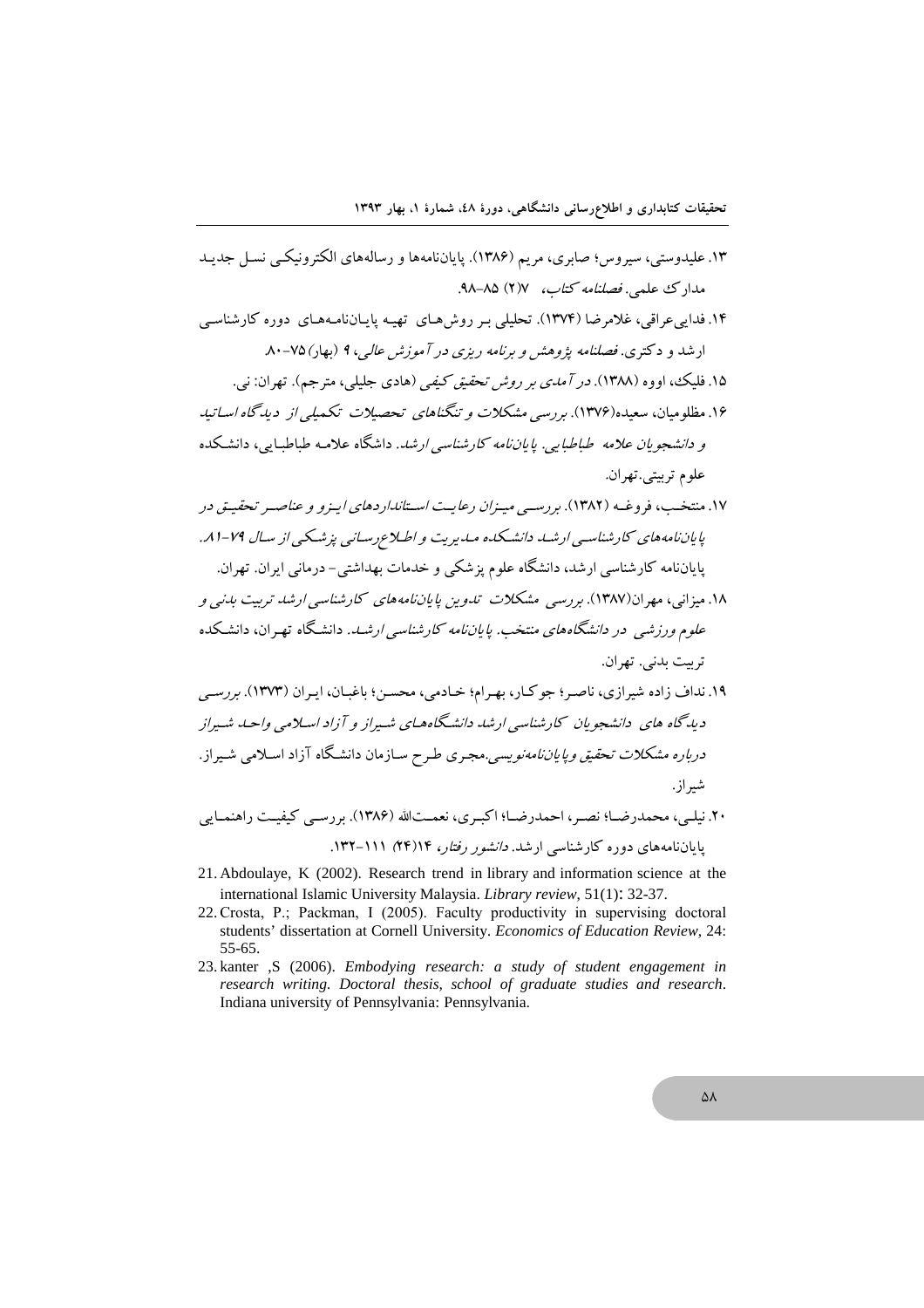۱۳. علیدوستی، سیروس؛ صابری، مریم (۱۳۸۶). پایان‌نامه‌ها و رساله‌های الکترونیکی نسل جدید مدارک علمی. *فصلنامه کتاب*، ۷(۲) ۸۵-۹۸.

۱۴. فدایی‌عراقی، غلامرضا (۱۳۷۴). تحلیلی بر روش‌های تهیه پایان‌نامه‌های دوره کارشناسی ارشد و دکتری. *فصلنامه پژوهش و برنامه ریزی در آموزش عالی*، ۹ (بهار) ۷۵-۸۰.

۱۵. فلیک، اووه (۱۳۸۸). *در آمدی بر روش تحقیق کیفی* (هادی جلیلی، مترجم). تهران: نی.

۱۶. مظلومیان، سعیده(۱۳۷۶). *بررسی مشکلات و تنگناهای تحصیلات تکمیلی از دیدگاه اساتید و دانشجویان علامه طباطبایی. پایان‌نامه کارشناسی ارشد.* داشگاه علامه طباطبایی، دانشکده علوم تربیتی.تهران.

۱۷. منتخب، فروغه (۱۳۸۲). *بررسی میزان رعایت استانداردهای ایزو و عناصر تحقیق در پایان‌نامه‌های کارشناسی ارشد دانشکده مدیریت و اطلاع‌رسانی پزشکی از سال ۷۹-۸۱.* پایان‌نامه کارشناسی ارشد، دانشگاه علوم پزشکی و خدمات بهداشتی- درمانی ایران. تهران.

۱۸. میزانی، مهران(۱۳۸۷). *بررسی مشکلات تدوین پایان‌نامه‌های کارشناسی ارشد تربیت بدنی و علوم ورزشی در دانشگاه‌های منتخب. پایان‌نامه کارشناسی ارشد.* دانشگاه تهران، دانشکده تربیت بدنی. تهران.

۱۹. نداف زاده شیرازی، ناصر؛ جوکار، بهرام؛ خادمی، محسن؛ باغبان، ایران (۱۳۷۳). *بررسی دیدگاه های دانشجویان کارشناسی ارشد دانشگاه‌های شیراز و آزاد اسلامی واحد شیراز درباره مشکلات تحقیق وپایان‌نامه‌نویسی.*مجری طرح سازمان دانشگاه آزاد اسلامی شیراز. شیراز.

۲۰. نیلی، محمدرضا؛ نصر، احمدرضا؛ اکبری، نعمت‌الله (۱۳۸۶). بررسی کیفیت راهنمایی پایان‌نامه‌های دوره کارشناسی ارشد. *دانشور رفتار*، ۱۴(۲۴) ۱۱۱-۱۳۲.

21. Abdoulaye, K (2002). Research trend in library and information science at the international Islamic University Malaysia. *Library review*, 51(1): 32-37.

22. Crosta, P.; Packman, I (2005). Faculty productivity in supervising doctoral students' dissertation at Cornell University. *Economics of Education Review*, 24: 55-65.

23. kanter ,S (2006). *Embodying research: a study of student engagement in research writing. Doctoral thesis, school of graduate studies and research*. Indiana university of Pennsylvania: Pennsylvania.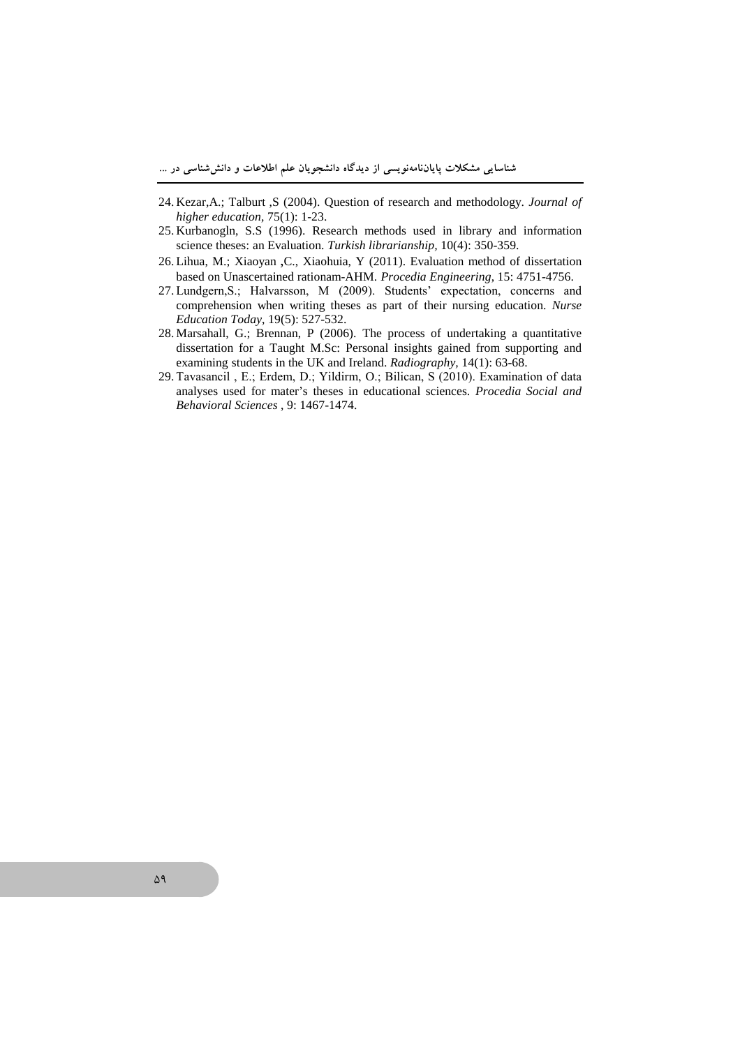24. Kezar,A.; Talburt ,S (2004). Question of research and methodology. *Journal of higher education,* 75(1): 1-23.
25. Kurbanogln, S.S (1996). Research methods used in library and information science theses: an Evaluation. *Turkish librarianship,* 10(4): 350-359.
26. Lihua, M.; Xiaoyan **,**C., Xiaohuia, Y (2011). Evaluation method of dissertation based on Unascertained rationam-AHM. *Procedia Engineering,* 15: 4751-4756.
27. Lundgern,S.; Halvarsson, M (2009). Students' expectation, concerns and comprehension when writing theses as part of their nursing education. *Nurse Education Today,* 19(5): 527-532.
28. Marsahall, G.; Brennan, P (2006). The process of undertaking a quantitative dissertation for a Taught M.Sc: Personal insights gained from supporting and examining students in the UK and Ireland. *Radiography,* 14(1): 63-68.
29. Tavasancil , E.; Erdem, D.; Yildirm, O.; Bilican, S (2010). Examination of data analyses used for mater's theses in educational sciences. *Procedia Social and Behavioral Sciences* , 9: 1467-1474.